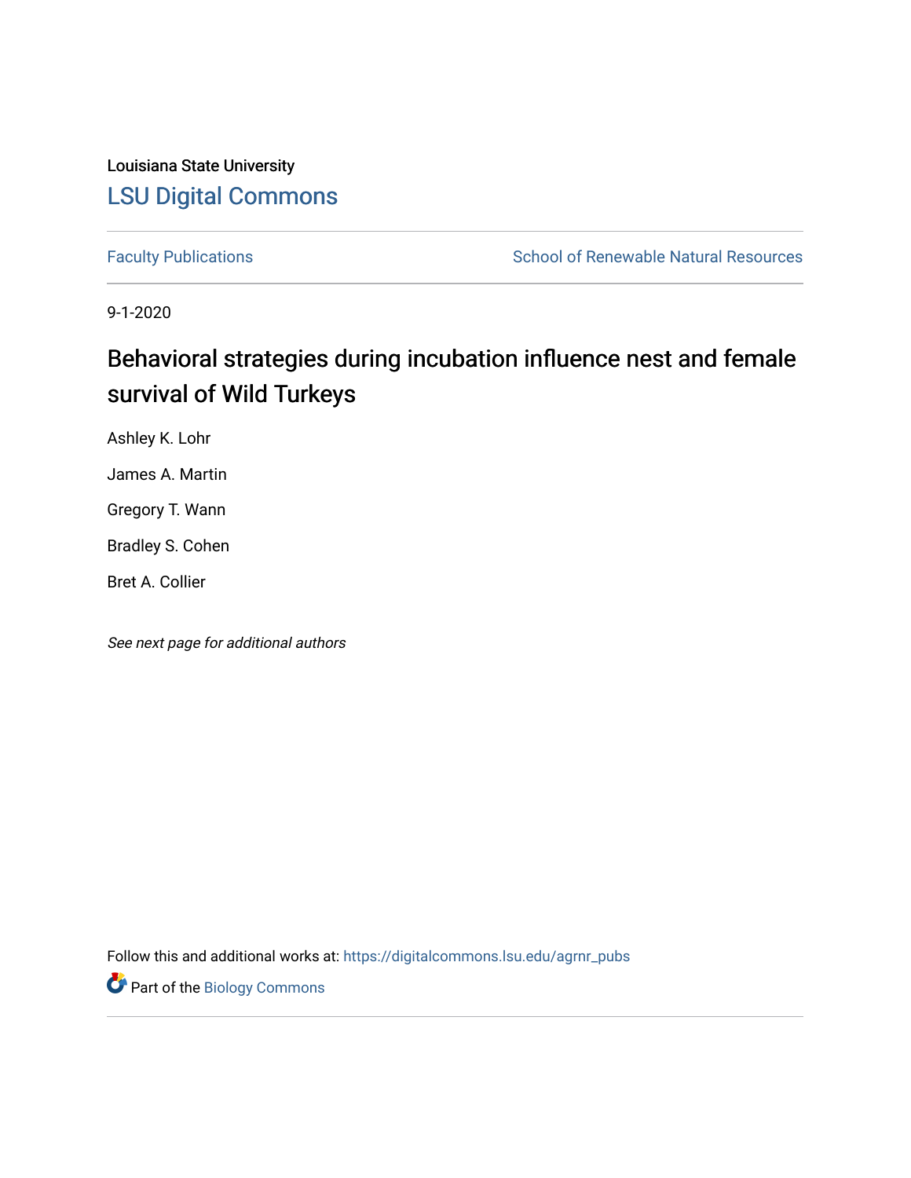Louisiana State University

LSU Digital Commons

Faculty Publications | School of Renewable Natural Resources

9-1-2020

# Behavioral strategies during incubation influence nest and female survival of Wild Turkeys

Ashley K. Lohr

James A. Martin

Gregory T. Wann

Bradley S. Cohen

Bret A. Collier

*See next page for additional authors*

Follow this and additional works at: https://digitalcommons.lsu.edu/agrnr_pubs

Part of the Biology Commons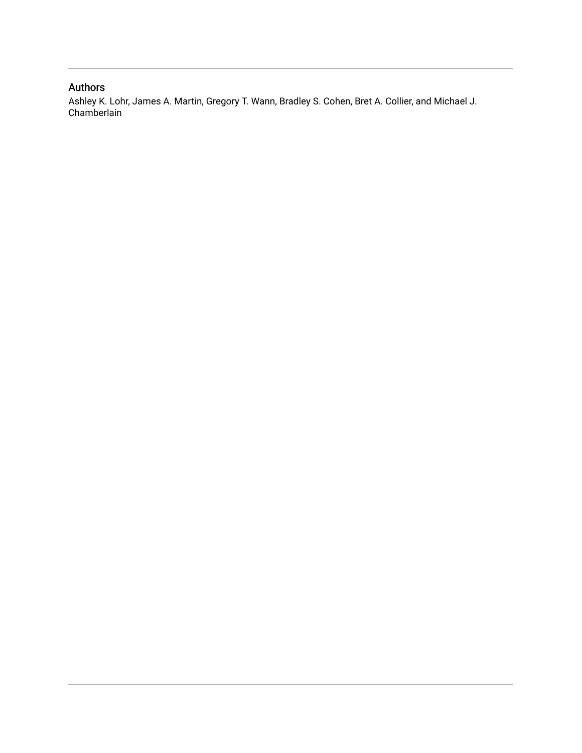## Authors

Ashley K. Lohr, James A. Martin, Gregory T. Wann, Bradley S. Cohen, Bret A. Collier, and Michael J. Chamberlain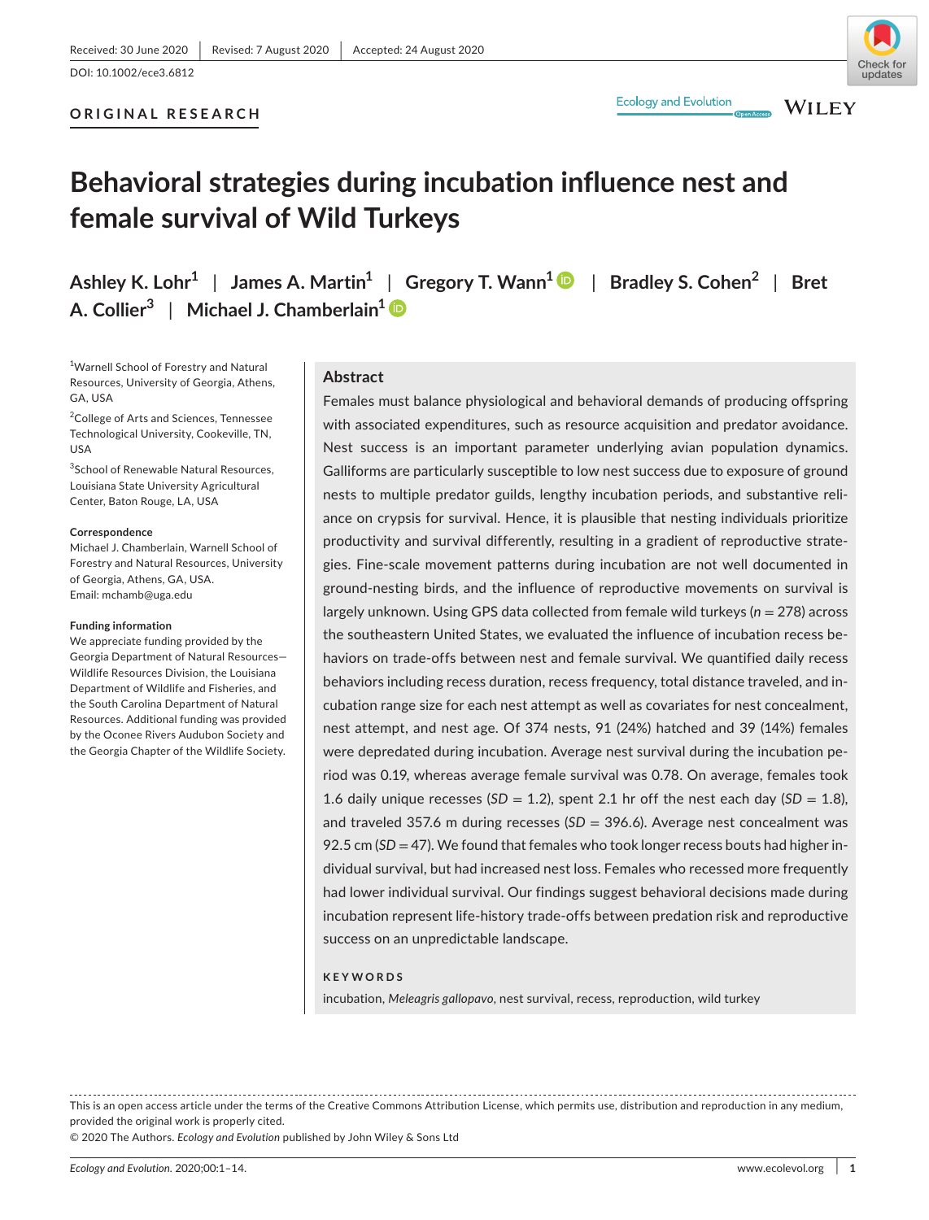Received: 30 June 2020 | Revised: 7 August 2020 | Accepted: 24 August 2020

DOI: 10.1002/ece3.6812

ORIGINAL RESEARCH

# Behavioral strategies during incubation influence nest and female survival of Wild Turkeys

Ashley K. Lohr[1] | James A. Martin[1] | Gregory T. Wann[1] | Bradley S. Cohen[2] | Bret A. Collier[3] | Michael J. Chamberlain[1]

[1]Warnell School of Forestry and Natural Resources, University of Georgia, Athens, GA, USA

[2]College of Arts and Sciences, Tennessee Technological University, Cookeville, TN, USA

[3]School of Renewable Natural Resources, Louisiana State University Agricultural Center, Baton Rouge, LA, USA

**Correspondence**
Michael J. Chamberlain, Warnell School of Forestry and Natural Resources, University of Georgia, Athens, GA, USA.
Email: mchamb@uga.edu

**Funding information**
We appreciate funding provided by the Georgia Department of Natural Resources—Wildlife Resources Division, the Louisiana Department of Wildlife and Fisheries, and the South Carolina Department of Natural Resources. Additional funding was provided by the Oconee Rivers Audubon Society and the Georgia Chapter of the Wildlife Society.

## Abstract

Females must balance physiological and behavioral demands of producing offspring with associated expenditures, such as resource acquisition and predator avoidance. Nest success is an important parameter underlying avian population dynamics. Galliforms are particularly susceptible to low nest success due to exposure of ground nests to multiple predator guilds, lengthy incubation periods, and substantive reliance on crypsis for survival. Hence, it is plausible that nesting individuals prioritize productivity and survival differently, resulting in a gradient of reproductive strategies. Fine-scale movement patterns during incubation are not well documented in ground-nesting birds, and the influence of reproductive movements on survival is largely unknown. Using GPS data collected from female wild turkeys ($n = 278$) across the southeastern United States, we evaluated the influence of incubation recess behaviors on trade-offs between nest and female survival. We quantified daily recess behaviors including recess duration, recess frequency, total distance traveled, and incubation range size for each nest attempt as well as covariates for nest concealment, nest attempt, and nest age. Of 374 nests, 91 (24%) hatched and 39 (14%) females were depredated during incubation. Average nest survival during the incubation period was 0.19, whereas average female survival was 0.78. On average, females took 1.6 daily unique recesses ($SD = 1.2$), spent 2.1 hr off the nest each day ($SD = 1.8$), and traveled 357.6 m during recesses ($SD = 396.6$). Average nest concealment was 92.5 cm ($SD = 47$). We found that females who took longer recess bouts had higher individual survival, but had increased nest loss. Females who recessed more frequently had lower individual survival. Our findings suggest behavioral decisions made during incubation represent life-history trade-offs between predation risk and reproductive success on an unpredictable landscape.

**KEYWORDS**

incubation, *Meleagris gallopavo*, nest survival, recess, reproduction, wild turkey

This is an open access article under the terms of the Creative Commons Attribution License, which permits use, distribution and reproduction in any medium, provided the original work is properly cited.
© 2020 The Authors. *Ecology and Evolution* published by John Wiley & Sons Ltd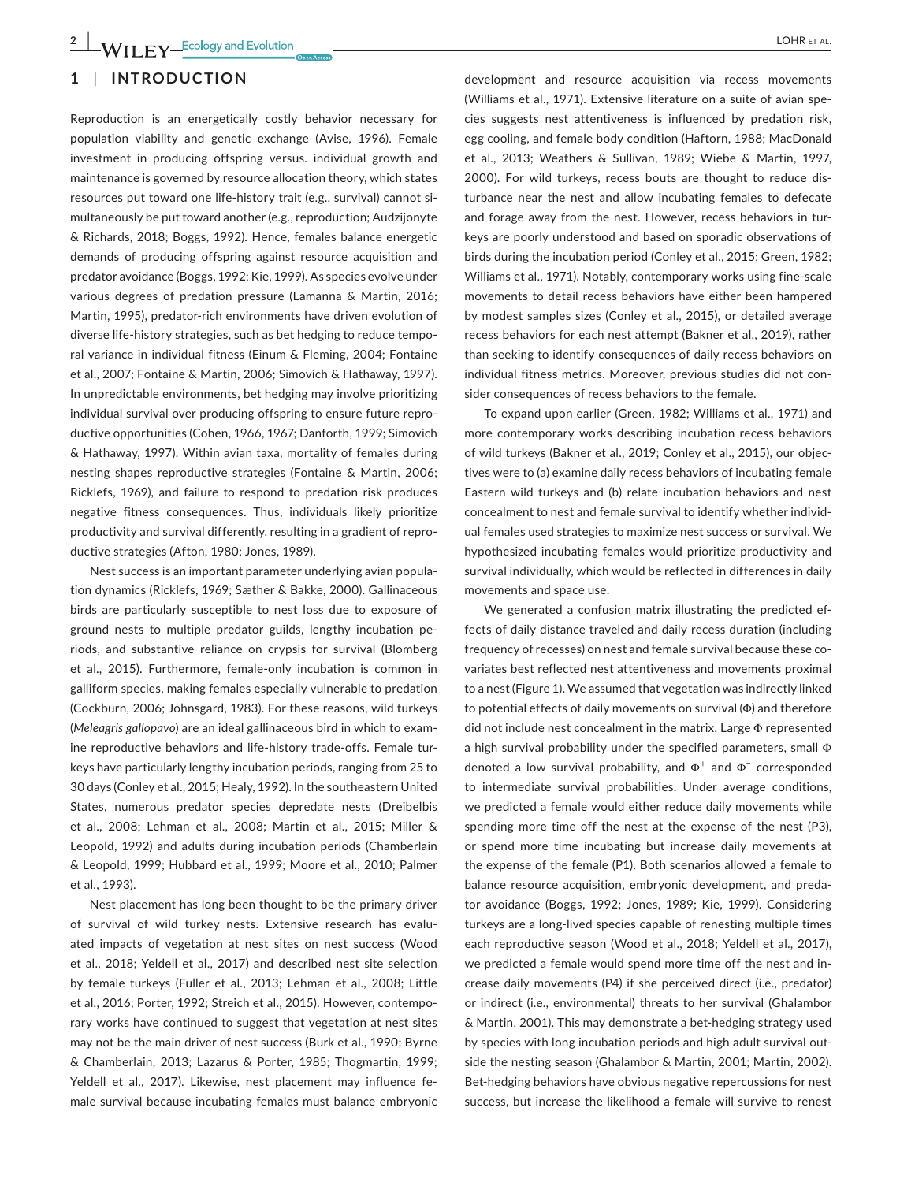## 1 | INTRODUCTION

Reproduction is an energetically costly behavior necessary for population viability and genetic exchange (Avise, 1996). Female investment in producing offspring versus. individual growth and maintenance is governed by resource allocation theory, which states resources put toward one life-history trait (e.g., survival) cannot simultaneously be put toward another (e.g., reproduction; Audzijonyte & Richards, 2018; Boggs, 1992). Hence, females balance energetic demands of producing offspring against resource acquisition and predator avoidance (Boggs, 1992; Kie, 1999). As species evolve under various degrees of predation pressure (Lamanna & Martin, 2016; Martin, 1995), predator-rich environments have driven evolution of diverse life-history strategies, such as bet hedging to reduce temporal variance in individual fitness (Einum & Fleming, 2004; Fontaine et al., 2007; Fontaine & Martin, 2006; Simovich & Hathaway, 1997). In unpredictable environments, bet hedging may involve prioritizing individual survival over producing offspring to ensure future reproductive opportunities (Cohen, 1966, 1967; Danforth, 1999; Simovich & Hathaway, 1997). Within avian taxa, mortality of females during nesting shapes reproductive strategies (Fontaine & Martin, 2006; Ricklefs, 1969), and failure to respond to predation risk produces negative fitness consequences. Thus, individuals likely prioritize productivity and survival differently, resulting in a gradient of reproductive strategies (Afton, 1980; Jones, 1989).

Nest success is an important parameter underlying avian population dynamics (Ricklefs, 1969; Sæther & Bakke, 2000). Gallinaceous birds are particularly susceptible to nest loss due to exposure of ground nests to multiple predator guilds, lengthy incubation periods, and substantive reliance on crypsis for survival (Blomberg et al., 2015). Furthermore, female-only incubation is common in galliform species, making females especially vulnerable to predation (Cockburn, 2006; Johnsgard, 1983). For these reasons, wild turkeys (*Meleagris gallopavo*) are an ideal gallinaceous bird in which to examine reproductive behaviors and life-history trade-offs. Female turkeys have particularly lengthy incubation periods, ranging from 25 to 30 days (Conley et al., 2015; Healy, 1992). In the southeastern United States, numerous predator species depredate nests (Dreibelbis et al., 2008; Lehman et al., 2008; Martin et al., 2015; Miller & Leopold, 1992) and adults during incubation periods (Chamberlain & Leopold, 1999; Hubbard et al., 1999; Moore et al., 2010; Palmer et al., 1993).

Nest placement has long been thought to be the primary driver of survival of wild turkey nests. Extensive research has evaluated impacts of vegetation at nest sites on nest success (Wood et al., 2018; Yeldell et al., 2017) and described nest site selection by female turkeys (Fuller et al., 2013; Lehman et al., 2008; Little et al., 2016; Porter, 1992; Streich et al., 2015). However, contemporary works have continued to suggest that vegetation at nest sites may not be the main driver of nest success (Burk et al., 1990; Byrne & Chamberlain, 2013; Lazarus & Porter, 1985; Thogmartin, 1999; Yeldell et al., 2017). Likewise, nest placement may influence female survival because incubating females must balance embryonic development and resource acquisition via recess movements (Williams et al., 1971). Extensive literature on a suite of avian species suggests nest attentiveness is influenced by predation risk, egg cooling, and female body condition (Hafton, 1988; MacDonald et al., 2013; Weathers & Sullivan, 1989; Wiebe & Martin, 1997, 2000). For wild turkeys, recess bouts are thought to reduce disturbance near the nest and allow incubating females to defecate and forage away from the nest. However, recess behaviors in turkeys are poorly understood and based on sporadic observations of birds during the incubation period (Conley et al., 2015; Green, 1982; Williams et al., 1971). Notably, contemporary works using fine-scale movements to detail recess behaviors have either been hampered by modest samples sizes (Conley et al., 2015), or detailed average recess behaviors for each nest attempt (Bakner et al., 2019), rather than seeking to identify consequences of daily recess behaviors on individual fitness metrics. Moreover, previous studies did not consider consequences of recess behaviors to the female.

To expand upon earlier (Green, 1982; Williams et al., 1971) and more contemporary works describing incubation recess behaviors of wild turkeys (Bakner et al., 2019; Conley et al., 2015), our objectives were to (a) examine daily recess behaviors of incubating female Eastern wild turkeys and (b) relate incubation behaviors and nest concealment to nest and female survival to identify whether individual females used strategies to maximize nest success or survival. We hypothesized incubating females would prioritize productivity and survival individually, which would be reflected in differences in daily movements and space use.

We generated a confusion matrix illustrating the predicted effects of daily distance traveled and daily recess duration (including frequency of recesses) on nest and female survival because these covariates best reflected nest attentiveness and movements proximal to a nest (Figure 1). We assumed that vegetation was indirectly linked to potential effects of daily movements on survival ($\Phi$) and therefore did not include nest concealment in the matrix. Large $\Phi$ represented a high survival probability under the specified parameters, small $\Phi$ denoted a low survival probability, and $\Phi^+$ and $\Phi^-$ corresponded to intermediate survival probabilities. Under average conditions, we predicted a female would either reduce daily movements while spending more time off the nest at the expense of the nest (P3), or spend more time incubating but increase daily movements at the expense of the female (P1). Both scenarios allowed a female to balance resource acquisition, embryonic development, and predator avoidance (Boggs, 1992; Jones, 1989; Kie, 1999). Considering turkeys are a long-lived species capable of renesting multiple times each reproductive season (Wood et al., 2018; Yeldell et al., 2017), we predicted a female would spend more time off the nest and increase daily movements (P4) if she perceived direct (i.e., predator) or indirect (i.e., environmental) threats to her survival (Ghalambor & Martin, 2001). This may demonstrate a bet-hedging strategy used by species with long incubation periods and high adult survival outside the nesting season (Ghalambor & Martin, 2001; Martin, 2002). Bet-hedging behaviors have obvious negative repercussions for nest success, but increase the likelihood a female will survive to renest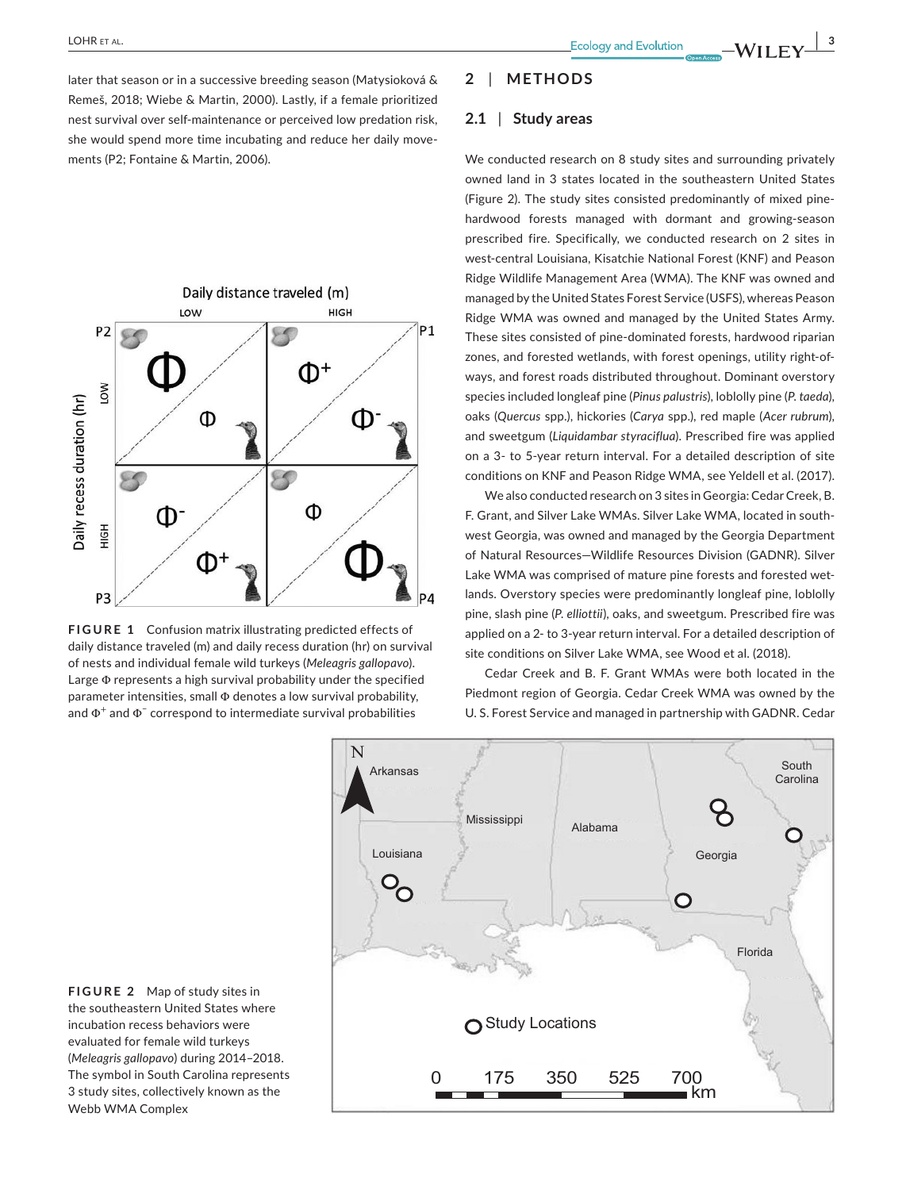later that season or in a successive breeding season (Matysioková & Remeš, 2018; Wiebe & Martin, 2000). Lastly, if a female prioritized nest survival over self-maintenance or perceived low predation risk, she would spend more time incubating and reduce her daily movements (P2; Fontaine & Martin, 2006).

FIGURE 1 Confusion matrix illustrating predicted effects of daily distance traveled (m) and daily recess duration (hr) on survival of nests and individual female wild turkeys (*Meleagris gallopavo*). Large Φ represents a high survival probability under the specified parameter intensities, small Φ denotes a low survival probability, and $\Phi^+$ and $\Phi^-$ correspond to intermediate survival probabilities

## 2 | METHODS

### 2.1 | Study areas

We conducted research on 8 study sites and surrounding privately owned land in 3 states located in the southeastern United States (Figure 2). The study sites consisted predominantly of mixed pine-hardwood forests managed with dormant and growing-season prescribed fire. Specifically, we conducted research on 2 sites in west-central Louisiana, Kisatchie National Forest (KNF) and Peason Ridge Wildlife Management Area (WMA). The KNF was owned and managed by the United States Forest Service (USFS), whereas Peason Ridge WMA was owned and managed by the United States Army. These sites consisted of pine-dominated forests, hardwood riparian zones, and forested wetlands, with forest openings, utility right-of-ways, and forest roads distributed throughout. Dominant overstory species included longleaf pine (*Pinus palustris*), loblolly pine (*P. taeda*), oaks (*Quercus* spp.), hickories (*Carya* spp.), red maple (*Acer rubrum*), and sweetgum (*Liquidambar styraciflua*). Prescribed fire was applied on a 3- to 5-year return interval. For a detailed description of site conditions on KNF and Peason Ridge WMA, see Yeldell et al. (2017).

We also conducted research on 3 sites in Georgia: Cedar Creek, B. F. Grant, and Silver Lake WMAs. Silver Lake WMA, located in southwest Georgia, was owned and managed by the Georgia Department of Natural Resources—Wildlife Resources Division (GADNR). Silver Lake WMA was comprised of mature pine forests and forested wetlands. Overstory species were predominantly longleaf pine, loblolly pine, slash pine (*P. elliottii*), oaks, and sweetgum. Prescribed fire was applied on a 2- to 3-year return interval. For a detailed description of site conditions on Silver Lake WMA, see Wood et al. (2018).

Cedar Creek and B. F. Grant WMAs were both located in the Piedmont region of Georgia. Cedar Creek WMA was owned by the U. S. Forest Service and managed in partnership with GADNR. Cedar

FIGURE 2 Map of study sites in the southeastern United States where incubation recess behaviors were evaluated for female wild turkeys (*Meleagris gallopavo*) during 2014–2018. The symbol in South Carolina represents 3 study sites, collectively known as the Webb WMA Complex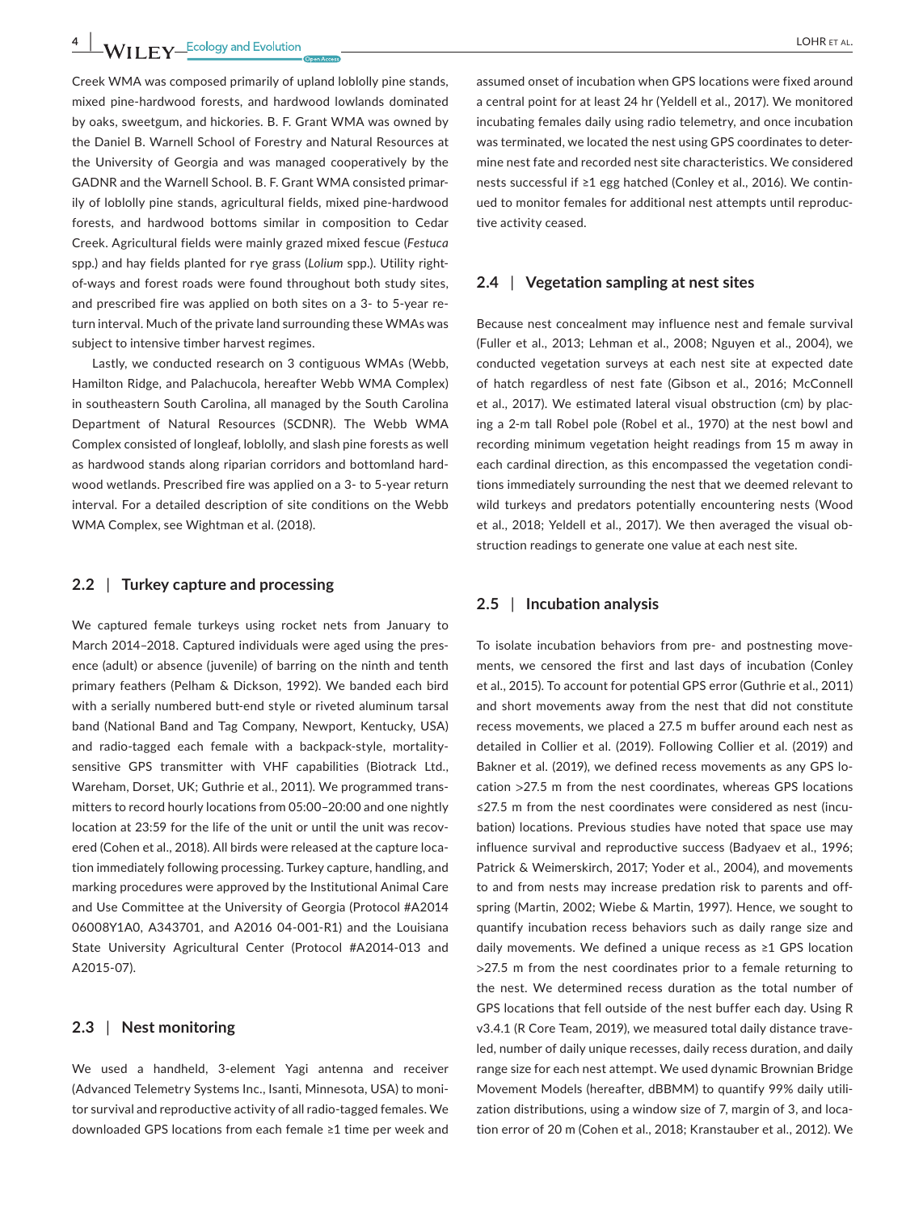Creek WMA was composed primarily of upland loblolly pine stands, mixed pine-hardwood forests, and hardwood lowlands dominated by oaks, sweetgum, and hickories. B. F. Grant WMA was owned by the Daniel B. Warnell School of Forestry and Natural Resources at the University of Georgia and was managed cooperatively by the GADNR and the Warnell School. B. F. Grant WMA consisted primarily of loblolly pine stands, agricultural fields, mixed pine-hardwood forests, and hardwood bottoms similar in composition to Cedar Creek. Agricultural fields were mainly grazed mixed fescue (*Festuca* spp.) and hay fields planted for rye grass (*Lolium* spp.). Utility right-of-ways and forest roads were found throughout both study sites, and prescribed fire was applied on both sites on a 3- to 5-year return interval. Much of the private land surrounding these WMAs was subject to intensive timber harvest regimes.

Lastly, we conducted research on 3 contiguous WMAs (Webb, Hamilton Ridge, and Palachucola, hereafter Webb WMA Complex) in southeastern South Carolina, all managed by the South Carolina Department of Natural Resources (SCDNR). The Webb WMA Complex consisted of longleaf, loblolly, and slash pine forests as well as hardwood stands along riparian corridors and bottomland hardwood wetlands. Prescribed fire was applied on a 3- to 5-year return interval. For a detailed description of site conditions on the Webb WMA Complex, see Wightman et al. (2018).

## 2.2 | Turkey capture and processing

We captured female turkeys using rocket nets from January to March 2014–2018. Captured individuals were aged using the presence (adult) or absence (juvenile) of barring on the ninth and tenth primary feathers (Pelham & Dickson, 1992). We banded each bird with a serially numbered butt-end style or riveted aluminum tarsal band (National Band and Tag Company, Newport, Kentucky, USA) and radio-tagged each female with a backpack-style, mortality-sensitive GPS transmitter with VHF capabilities (Biotrack Ltd., Wareham, Dorset, UK; Guthrie et al., 2011). We programmed transmitters to record hourly locations from 05:00–20:00 and one nightly location at 23:59 for the life of the unit or until the unit was recovered (Cohen et al., 2018). All birds were released at the capture location immediately following processing. Turkey capture, handling, and marking procedures were approved by the Institutional Animal Care and Use Committee at the University of Georgia (Protocol #A2014 06008Y1A0, A343701, and A2016 04-001-R1) and the Louisiana State University Agricultural Center (Protocol #A2014-013 and A2015-07).

## 2.3 | Nest monitoring

We used a handheld, 3-element Yagi antenna and receiver (Advanced Telemetry Systems Inc., Isanti, Minnesota, USA) to monitor survival and reproductive activity of all radio-tagged females. We downloaded GPS locations from each female ≥1 time per week and assumed onset of incubation when GPS locations were fixed around a central point for at least 24 hr (Yeldell et al., 2017). We monitored incubating females daily using radio telemetry, and once incubation was terminated, we located the nest using GPS coordinates to determine nest fate and recorded nest site characteristics. We considered nests successful if ≥1 egg hatched (Conley et al., 2016). We continued to monitor females for additional nest attempts until reproductive activity ceased.

## 2.4 | Vegetation sampling at nest sites

Because nest concealment may influence nest and female survival (Fuller et al., 2013; Lehman et al., 2008; Nguyen et al., 2004), we conducted vegetation surveys at each nest site at expected date of hatch regardless of nest fate (Gibson et al., 2016; McConnell et al., 2017). We estimated lateral visual obstruction (cm) by placing a 2-m tall Robel pole (Robel et al., 1970) at the nest bowl and recording minimum vegetation height readings from 15 m away in each cardinal direction, as this encompassed the vegetation conditions immediately surrounding the nest that we deemed relevant to wild turkeys and predators potentially encountering nests (Wood et al., 2018; Yeldell et al., 2017). We then averaged the visual obstruction readings to generate one value at each nest site.

## 2.5 | Incubation analysis

To isolate incubation behaviors from pre- and postnesting movements, we censored the first and last days of incubation (Conley et al., 2015). To account for potential GPS error (Guthrie et al., 2011) and short movements away from the nest that did not constitute recess movements, we placed a 27.5 m buffer around each nest as detailed in Collier et al. (2019). Following Collier et al. (2019) and Bakner et al. (2019), we defined recess movements as any GPS location >27.5 m from the nest coordinates, whereas GPS locations ≤27.5 m from the nest coordinates were considered as nest (incubation) locations. Previous studies have noted that space use may influence survival and reproductive success (Badyaev et al., 1996; Patrick & Weimerskirch, 2017; Yoder et al., 2004), and movements to and from nests may increase predation risk to parents and offspring (Martin, 2002; Wiebe & Martin, 1997). Hence, we sought to quantify incubation recess behaviors such as daily range size and daily movements. We defined a unique recess as ≥1 GPS location >27.5 m from the nest coordinates prior to a female returning to the nest. We determined recess duration as the total number of GPS locations that fell outside of the nest buffer each day. Using R v3.4.1 (R Core Team, 2019), we measured total daily distance travelled, number of daily unique recesses, daily recess duration, and daily range size for each nest attempt. We used dynamic Brownian Bridge Movement Models (hereafter, dBBMM) to quantify 99% daily utilization distributions, using a window size of 7, margin of 3, and location error of 20 m (Cohen et al., 2018; Kranstauber et al., 2012). We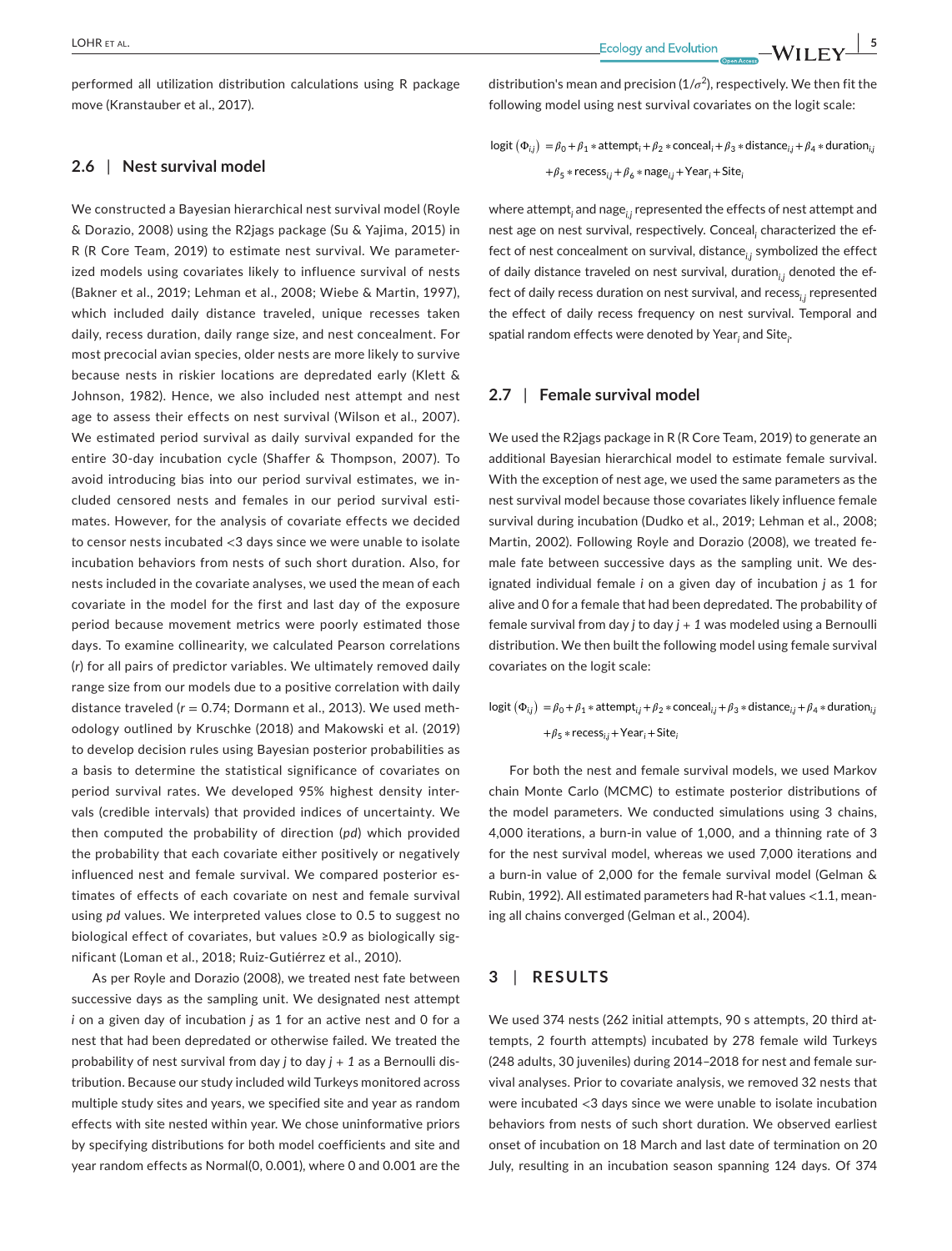performed all utilization distribution calculations using R package move (Kranstauber et al., 2017).

### 2.6 | Nest survival model

We constructed a Bayesian hierarchical nest survival model (Royle & Dorazio, 2008) using the R2jags package (Su & Yajima, 2015) in R (R Core Team, 2019) to estimate nest survival. We parameterized models using covariates likely to influence survival of nests (Bakner et al., 2019; Lehman et al., 2008; Wiebe & Martin, 1997), which included daily distance traveled, unique recesses taken daily, recess duration, daily range size, and nest concealment. For most precocial avian species, older nests are more likely to survive because nests in riskier locations are depredated early (Klett & Johnson, 1982). Hence, we also included nest attempt and nest age to assess their effects on nest survival (Wilson et al., 2007). We estimated period survival as daily survival expanded for the entire 30-day incubation cycle (Shaffer & Thompson, 2007). To avoid introducing bias into our period survival estimates, we included censored nests and females in our period survival estimates. However, for the analysis of covariate effects we decided to censor nests incubated <3 days since we were unable to isolate incubation behaviors from nests of such short duration. Also, for nests included in the covariate analyses, we used the mean of each covariate in the model for the first and last day of the exposure period because movement metrics were poorly estimated those days. To examine collinearity, we calculated Pearson correlations (*r*) for all pairs of predictor variables. We ultimately removed daily range size from our models due to a positive correlation with daily distance traveled ($r = 0.74$; Dormann et al., 2013). We used methodology outlined by Kruschke (2018) and Makowski et al. (2019) to develop decision rules using Bayesian posterior probabilities as a basis to determine the statistical significance of covariates on period survival rates. We developed 95% highest density intervals (credible intervals) that provided indices of uncertainty. We then computed the probability of direction (*pd*) which provided the probability that each covariate either positively or negatively influenced nest and female survival. We compared posterior estimates of effects of each covariate on nest and female survival using *pd* values. We interpreted values close to 0.5 to suggest no biological effect of covariates, but values ≥0.9 as biologically significant (Loman et al., 2018; Ruiz-Gutiérrez et al., 2010).

As per Royle and Dorazio (2008), we treated nest fate between successive days as the sampling unit. We designated nest attempt *i* on a given day of incubation *j* as 1 for an active nest and 0 for a nest that had been depredated or otherwise failed. We treated the probability of nest survival from day *j* to day *j + 1* as a Bernoulli distribution. Because our study included wild Turkeys monitored across multiple study sites and years, we specified site and year as random effects with site nested within year. We chose uninformative priors by specifying distributions for both model coefficients and site and year random effects as Normal(0, 0.001), where 0 and 0.001 are the distribution's mean and precision ($1/\sigma^2$), respectively. We then fit the following model using nest survival covariates on the logit scale:

$$\text{logit}\left(\Phi_{i,j}\right) = \beta_0 + \beta_1 * \text{attempt}_i + \beta_2 * \text{conceal}_i + \beta_3 * \text{distance}_{i,j} + \beta_4 * \text{duration}_{i,j} + \beta_5 * \text{recess}_{i,j} + \beta_6 * \text{nage}_{i,j} + \text{Year}_i + \text{Site}_i$$

where $\text{attempt}_i$ and $\text{nage}_{i,j}$ represented the effects of nest attempt and nest age on nest survival, respectively. $\text{Conceal}_i$ characterized the effect of nest concealment on survival, $\text{distance}_{i,j}$ symbolized the effect of daily distance traveled on nest survival, $\text{duration}_{i,j}$ denoted the effect of daily recess duration on nest survival, and $\text{recess}_{i,j}$ represented the effect of daily recess frequency on nest survival. Temporal and spatial random effects were denoted by $\text{Year}_i$ and $\text{Site}_i$.

### 2.7 | Female survival model

We used the R2jags package in R (R Core Team, 2019) to generate an additional Bayesian hierarchical model to estimate female survival. With the exception of nest age, we used the same parameters as the nest survival model because those covariates likely influence female survival during incubation (Dudko et al., 2019; Lehman et al., 2008; Martin, 2002). Following Royle and Dorazio (2008), we treated female fate between successive days as the sampling unit. We designated individual female *i* on a given day of incubation *j* as 1 for alive and 0 for a female that had been depredated. The probability of female survival from day *j* to day *j + 1* was modeled using a Bernoulli distribution. We then built the following model using female survival covariates on the logit scale:

$$\text{logit}\left(\Phi_{i,j}\right) = \beta_0 + \beta_1 * \text{attempt}_{i,j} + \beta_2 * \text{conceal}_{i,j} + \beta_3 * \text{distance}_{i,j} + \beta_4 * \text{duration}_{i,j} + \beta_5 * \text{recess}_{i,j} + \text{Year}_i + \text{Site}_i$$

For both the nest and female survival models, we used Markov chain Monte Carlo (MCMC) to estimate posterior distributions of the model parameters. We conducted simulations using 3 chains, 4,000 iterations, a burn-in value of 1,000, and a thinning rate of 3 for the nest survival model, whereas we used 7,000 iterations and a burn-in value of 2,000 for the female survival model (Gelman & Rubin, 1992). All estimated parameters had R-hat values <1.1, meaning all chains converged (Gelman et al., 2004).

## 3 | RESULTS

We used 374 nests (262 initial attempts, 90 s attempts, 20 third attempts, 2 fourth attempts) incubated by 278 female wild Turkeys (248 adults, 30 juveniles) during 2014–2018 for nest and female survival analyses. Prior to covariate analysis, we removed 32 nests that were incubated <3 days since we were unable to isolate incubation behaviors from nests of such short duration. We observed earliest onset of incubation on 18 March and last date of termination on 20 July, resulting in an incubation season spanning 124 days. Of 374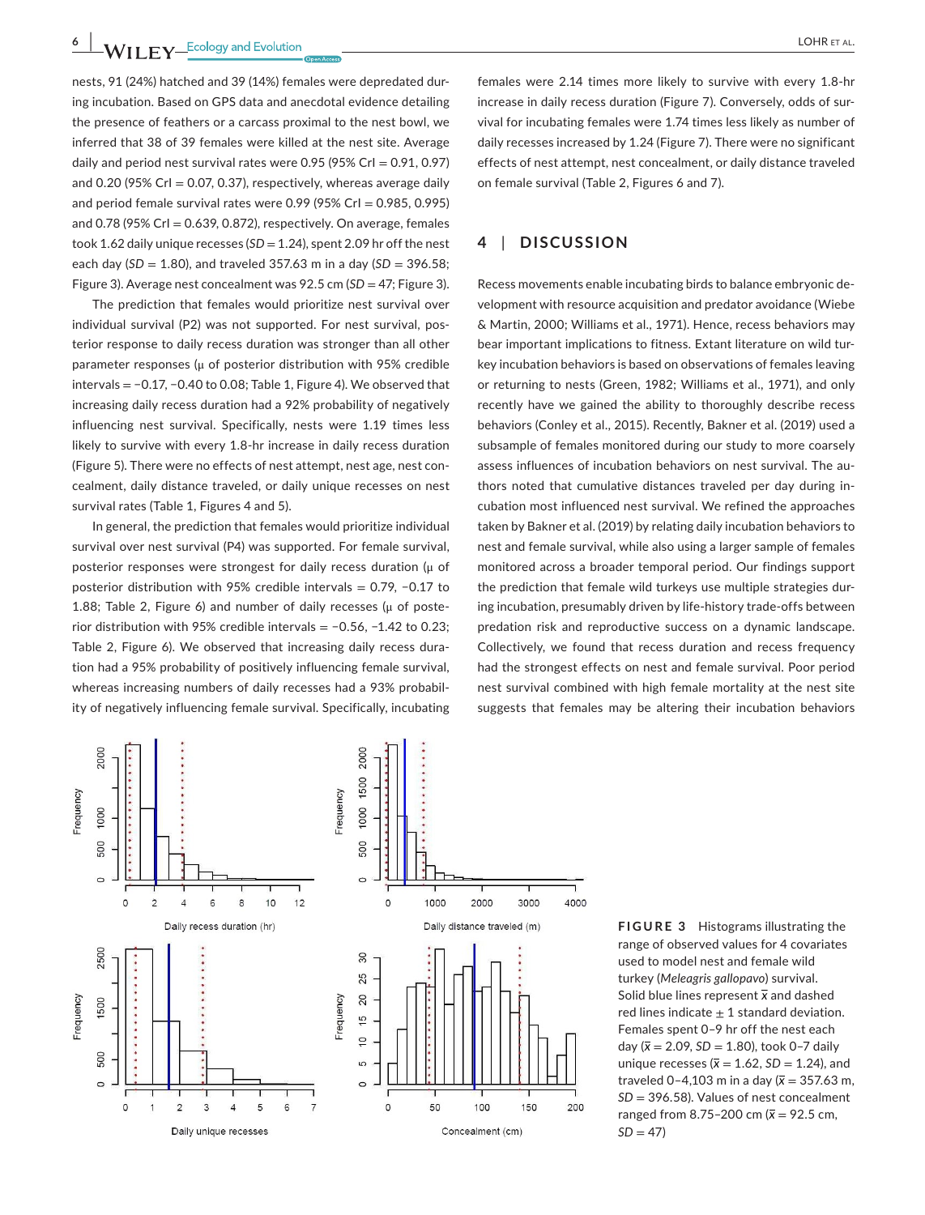nests, 91 (24%) hatched and 39 (14%) females were depredated during incubation. Based on GPS data and anecdotal evidence detailing the presence of feathers or a carcass proximal to the nest bowl, we inferred that 38 of 39 females were killed at the nest site. Average daily and period nest survival rates were 0.95 (95% CrI = 0.91, 0.97) and 0.20 (95% CrI = 0.07, 0.37), respectively, whereas average daily and period female survival rates were 0.99 (95% CrI = 0.985, 0.995) and 0.78 (95% CrI = 0.639, 0.872), respectively. On average, females took 1.62 daily unique recesses (*SD* = 1.24), spent 2.09 hr off the nest each day (*SD* = 1.80), and traveled 357.63 m in a day (*SD* = 396.58; Figure 3). Average nest concealment was 92.5 cm (*SD* = 47; Figure 3).

The prediction that females would prioritize nest survival over individual survival (P2) was not supported. For nest survival, posterior response to daily recess duration was stronger than all other parameter responses (μ of posterior distribution with 95% credible intervals = −0.17, −0.40 to 0.08; Table 1, Figure 4). We observed that increasing daily recess duration had a 92% probability of negatively influencing nest survival. Specifically, nests were 1.19 times less likely to survive with every 1.8-hr increase in daily recess duration (Figure 5). There were no effects of nest attempt, nest age, nest concealment, daily distance traveled, or daily unique recesses on nest survival rates (Table 1, Figures 4 and 5).

In general, the prediction that females would prioritize individual survival over nest survival (P4) was supported. For female survival, posterior responses were strongest for daily recess duration (μ of posterior distribution with 95% credible intervals = 0.79, −0.17 to 1.88; Table 2, Figure 6) and number of daily recesses (μ of posterior distribution with 95% credible intervals = −0.56, −1.42 to 0.23; Table 2, Figure 6). We observed that increasing daily recess duration had a 95% probability of positively influencing female survival, whereas increasing numbers of daily recesses had a 93% probability of negatively influencing female survival. Specifically, incubating females were 2.14 times more likely to survive with every 1.8-hr increase in daily recess duration (Figure 7). Conversely, odds of survival for incubating females were 1.74 times less likely as number of daily recesses increased by 1.24 (Figure 7). There were no significant effects of nest attempt, nest concealment, or daily distance traveled on female survival (Table 2, Figures 6 and 7).

## 4 | DISCUSSION

Recess movements enable incubating birds to balance embryonic development with resource acquisition and predator avoidance (Wiebe & Martin, 2000; Williams et al., 1971). Hence, recess behaviors may bear important implications to fitness. Extant literature on wild turkey incubation behaviors is based on observations of females leaving or returning to nests (Green, 1982; Williams et al., 1971), and only recently have we gained the ability to thoroughly describe recess behaviors (Conley et al., 2015). Recently, Bakner et al. (2019) used a subsample of females monitored during our study to more coarsely assess influences of incubation behaviors on nest survival. The authors noted that cumulative distances traveled per day during incubation most influenced nest survival. We refined the approaches taken by Bakner et al. (2019) by relating daily incubation behaviors to nest and female survival, while also using a larger sample of females monitored across a broader temporal period. Our findings support the prediction that female wild turkeys use multiple strategies during incubation, presumably driven by life-history trade-offs between predation risk and reproductive success on a dynamic landscape. Collectively, we found that recess duration and recess frequency had the strongest effects on nest and female survival. Poor period nest survival combined with high female mortality at the nest site suggests that females may be altering their incubation behaviors

**FIGURE 3** Histograms illustrating the range of observed values for 4 covariates used to model nest and female wild turkey (*Meleagris gallopavo*) survival. Solid blue lines represent $\bar{x}$ and dashed red lines indicate ± 1 standard deviation. Females spent 0–9 hr off the nest each day ($\bar{x}$ = 2.09, *SD* = 1.80), took 0–7 daily unique recesses ($\bar{x}$ = 1.62, *SD* = 1.24), and traveled 0–4,103 m in a day ($\bar{x}$ = 357.63 m, *SD* = 396.58). Values of nest concealment ranged from 8.75–200 cm ($\bar{x}$ = 92.5 cm, *SD* = 47)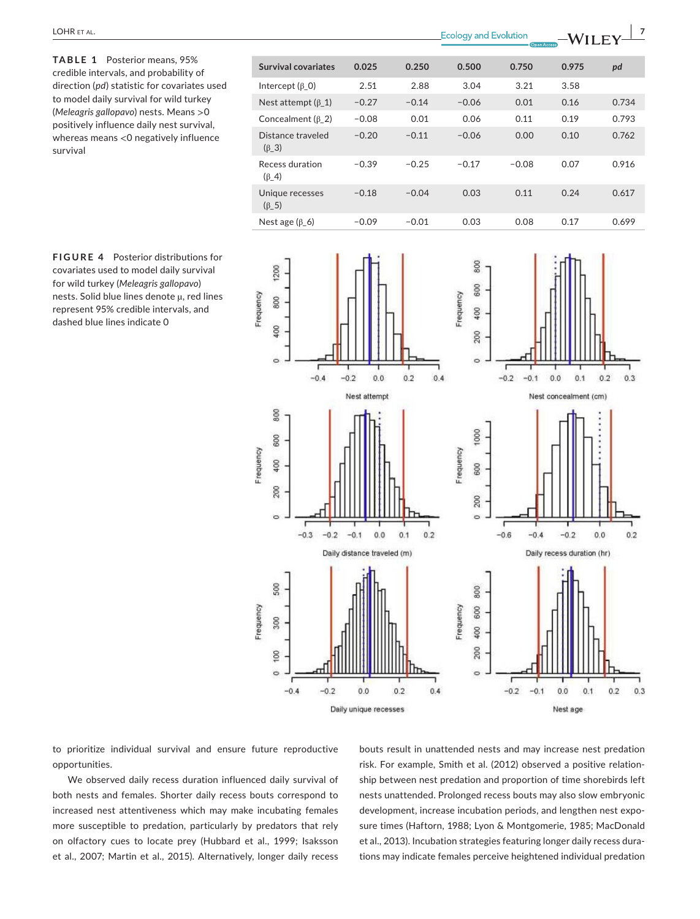**TABLE 1** Posterior means, 95% credible intervals, and probability of direction (*pd*) statistic for covariates used to model daily survival for wild turkey (*Meleagris gallopavo*) nests. Means >0 positively influence daily nest survival, whereas means <0 negatively influence survival

| Survival covariates | 0.025 | 0.250 | 0.500 | 0.750 | 0.975 | *pd* |
|---|---|---|---|---|---|---|
| Intercept ($\beta\_0$) | 2.51 | 2.88 | 3.04 | 3.21 | 3.58 | |
| Nest attempt ($\beta\_1$) | −0.27 | −0.14 | −0.06 | 0.01 | 0.16 | 0.734 |
| Concealment ($\beta\_2$) | −0.08 | 0.01 | 0.06 | 0.11 | 0.19 | 0.793 |
| Distance traveled ($\beta\_3$) | −0.20 | −0.11 | −0.06 | 0.00 | 0.10 | 0.762 |
| Recess duration ($\beta\_4$) | −0.39 | −0.25 | −0.17 | −0.08 | 0.07 | 0.916 |
| Unique recesses ($\beta\_5$) | −0.18 | −0.04 | 0.03 | 0.11 | 0.24 | 0.617 |
| Nest age ($\beta\_6$) | −0.09 | −0.01 | 0.03 | 0.08 | 0.17 | 0.699 |

**FIGURE 4** Posterior distributions for covariates used to model daily survival for wild turkey (*Meleagris gallopavo*) nests. Solid blue lines denote μ, red lines represent 95% credible intervals, and dashed blue lines indicate 0

to prioritize individual survival and ensure future reproductive opportunities.

We observed daily recess duration influenced daily survival of both nests and females. Shorter daily recess bouts correspond to increased nest attentiveness which may make incubating females more susceptible to predation, particularly by predators that rely on olfactory cues to locate prey (Hubbard et al., 1999; Isaksson et al., 2007; Martin et al., 2015). Alternatively, longer daily recess bouts result in unattended nests and may increase nest predation risk. For example, Smith et al. (2012) observed a positive relationship between nest predation and proportion of time shorebirds left nests unattended. Prolonged recess bouts may also slow embryonic development, increase incubation periods, and lengthen nest exposure times (Haftorn, 1988; Lyon & Montgomerie, 1985; MacDonald et al., 2013). Incubation strategies featuring longer daily recess durations may indicate females perceive heightened individual predation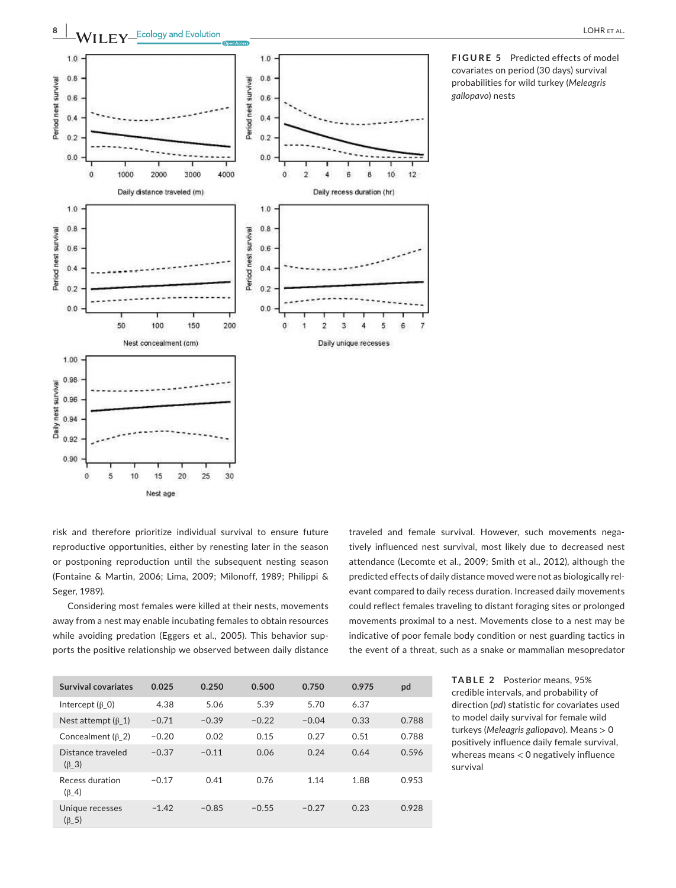**FIGURE 5** Predicted effects of model covariates on period (30 days) survival probabilities for wild turkey (*Meleagris gallopavo*) nests

risk and therefore prioritize individual survival to ensure future reproductive opportunities, either by renesting later in the season or postponing reproduction until the subsequent nesting season (Fontaine & Martin, 2006; Lima, 2009; Milonoff, 1989; Philippi & Seger, 1989).

Considering most females were killed at their nests, movements away from a nest may enable incubating females to obtain resources while avoiding predation (Eggers et al., 2005). This behavior supports the positive relationship we observed between daily distance traveled and female survival. However, such movements negatively influenced nest survival, most likely due to decreased nest attendance (Lecomte et al., 2009; Smith et al., 2012), although the predicted effects of daily distance moved were not as biologically relevant compared to daily recess duration. Increased daily movements could reflect females traveling to distant foraging sites or prolonged movements proximal to a nest. Movements close to a nest may be indicative of poor female body condition or nest guarding tactics in the event of a threat, such as a snake or mammalian mesopredator

**TABLE 2** Posterior means, 95% credible intervals, and probability of direction (*pd*) statistic for covariates used to model daily survival for female wild turkeys (*Meleagris gallopavo*). Means > 0 positively influence daily female survival, whereas means < 0 negatively influence survival

| Survival covariates | 0.025 | 0.250 | 0.500 | 0.750 | 0.975 | pd |
|---|---|---|---|---|---|---|
| Intercept ($\beta\_0$) | 4.38 | 5.06 | 5.39 | 5.70 | 6.37 | |
| Nest attempt ($\beta\_1$) | −0.71 | −0.39 | −0.22 | −0.04 | 0.33 | 0.788 |
| Concealment ($\beta\_2$) | −0.20 | 0.02 | 0.15 | 0.27 | 0.51 | 0.788 |
| Distance traveled ($\beta\_3$) | −0.37 | −0.11 | 0.06 | 0.24 | 0.64 | 0.596 |
| Recess duration ($\beta\_4$) | −0.17 | 0.41 | 0.76 | 1.14 | 1.88 | 0.953 |
| Unique recesses ($\beta\_5$) | −1.42 | −0.85 | −0.55 | −0.27 | 0.23 | 0.928 |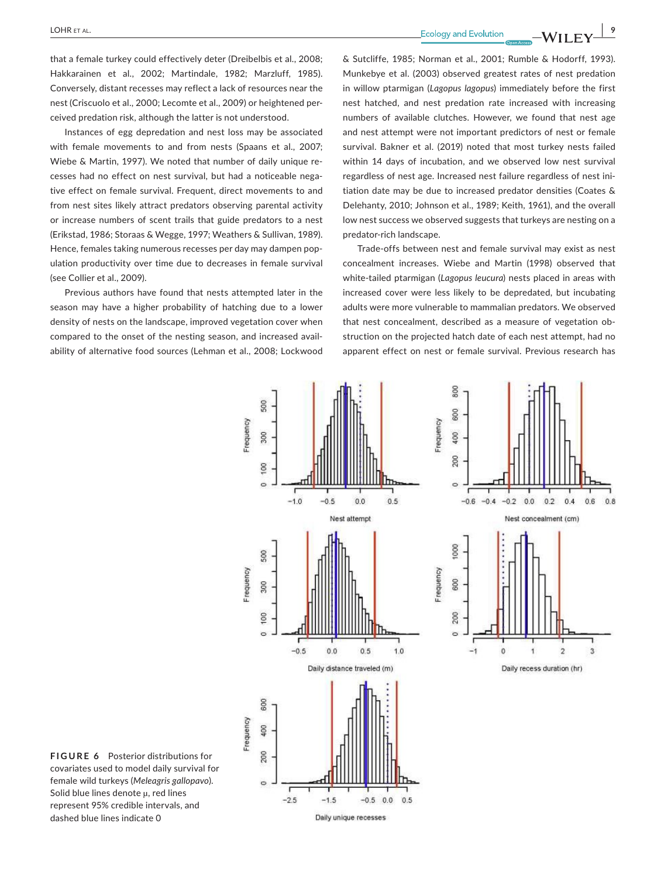that a female turkey could effectively deter (Dreibelbis et al., 2008; Hakkarainen et al., 2002; Martindale, 1982; Marzluff, 1985). Conversely, distant recesses may reflect a lack of resources near the nest (Criscuolo et al., 2000; Lecomte et al., 2009) or heightened perceived predation risk, although the latter is not understood.

Instances of egg depredation and nest loss may be associated with female movements to and from nests (Spaans et al., 2007; Wiebe & Martin, 1997). We noted that number of daily unique recesses had no effect on nest survival, but had a noticeable negative effect on female survival. Frequent, direct movements to and from nest sites likely attract predators observing parental activity or increase numbers of scent trails that guide predators to a nest (Erikstad, 1986; Storaas & Wegge, 1997; Weathers & Sullivan, 1989). Hence, females taking numerous recesses per day may dampen population productivity over time due to decreases in female survival (see Collier et al., 2009).

Previous authors have found that nests attempted later in the season may have a higher probability of hatching due to a lower density of nests on the landscape, improved vegetation cover when compared to the onset of the nesting season, and increased availability of alternative food sources (Lehman et al., 2008; Lockwood & Sutcliffe, 1985; Norman et al., 2001; Rumble & Hodorff, 1993). Munkebye et al. (2003) observed greatest rates of nest predation in willow ptarmigan (*Lagopus lagopus*) immediately before the first nest hatched, and nest predation rate increased with increasing numbers of available clutches. However, we found that nest age and nest attempt were not important predictors of nest or female survival. Bakner et al. (2019) noted that most turkey nests failed within 14 days of incubation, and we observed low nest survival regardless of nest age. Increased nest failure regardless of nest initiation date may be due to increased predator densities (Coates & Delehanty, 2010; Johnson et al., 1989; Keith, 1961), and the overall low nest success we observed suggests that turkeys are nesting on a predator-rich landscape.

Trade-offs between nest and female survival may exist as nest concealment increases. Wiebe and Martin (1998) observed that white-tailed ptarmigan (*Lagopus leucura*) nests placed in areas with increased cover were less likely to be depredated, but incubating adults were more vulnerable to mammalian predators. We observed that nest concealment, described as a measure of vegetation obstruction on the projected hatch date of each nest attempt, had no apparent effect on nest or female survival. Previous research has

**FIGURE 6** Posterior distributions for covariates used to model daily survival for female wild turkeys (*Meleagris gallopavo*). Solid blue lines denote μ, red lines represent 95% credible intervals, and dashed blue lines indicate 0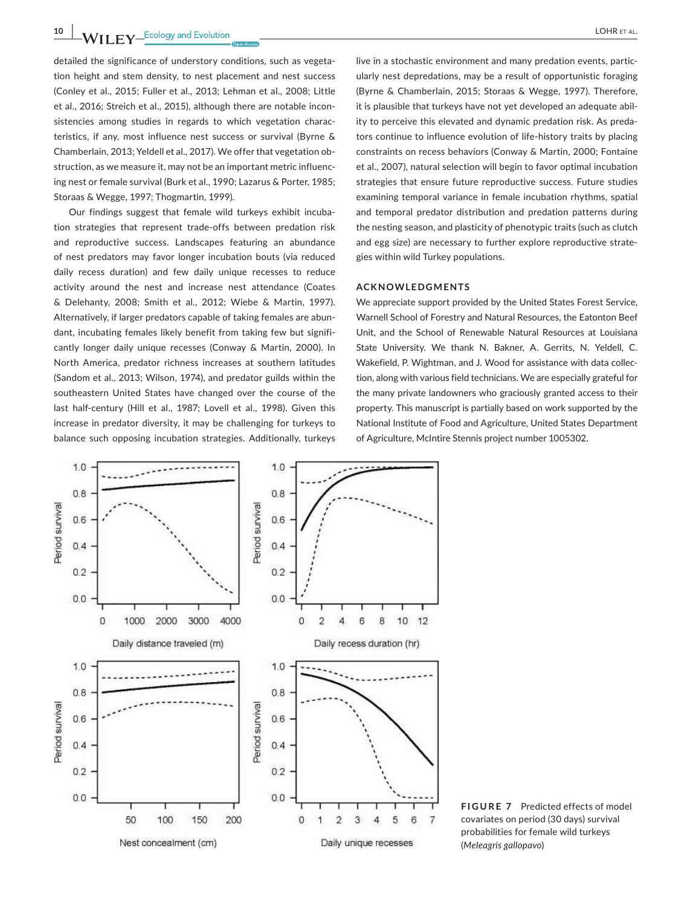detailed the significance of understory conditions, such as vegetation height and stem density, to nest placement and nest success (Conley et al., 2015; Fuller et al., 2013; Lehman et al., 2008; Little et al., 2016; Streich et al., 2015), although there are notable inconsistencies among studies in regards to which vegetation characteristics, if any, most influence nest success or survival (Byrne & Chamberlain, 2013; Yeldell et al., 2017). We offer that vegetation obstruction, as we measure it, may not be an important metric influencing nest or female survival (Burk et al., 1990; Lazarus & Porter, 1985; Storaas & Wegge, 1997; Thogmartin, 1999).

Our findings suggest that female wild turkeys exhibit incubation strategies that represent trade-offs between predation risk and reproductive success. Landscapes featuring an abundance of nest predators may favor longer incubation bouts (via reduced daily recess duration) and few daily unique recesses to reduce activity around the nest and increase nest attendance (Coates & Delehanty, 2008; Smith et al., 2012; Wiebe & Martin, 1997). Alternatively, if larger predators capable of taking females are abundant, incubating females likely benefit from taking few but significantly longer daily unique recesses (Conway & Martin, 2000). In North America, predator richness increases at southern latitudes (Sandom et al., 2013; Wilson, 1974), and predator guilds within the southeastern United States have changed over the course of the last half-century (Hill et al., 1987; Lovell et al., 1998). Given this increase in predator diversity, it may be challenging for turkeys to balance such opposing incubation strategies. Additionally, turkeys live in a stochastic environment and many predation events, particularly nest depredations, may be a result of opportunistic foraging (Byrne & Chamberlain, 2015; Storaas & Wegge, 1997). Therefore, it is plausible that turkeys have not yet developed an adequate ability to perceive this elevated and dynamic predation risk. As predators continue to influence evolution of life-history traits by placing constraints on recess behaviors (Conway & Martin, 2000; Fontaine et al., 2007), natural selection will begin to favor optimal incubation strategies that ensure future reproductive success. Future studies examining temporal variance in female incubation rhythms, spatial and temporal predator distribution and predation patterns during the nesting season, and plasticity of phenotypic traits (such as clutch and egg size) are necessary to further explore reproductive strategies within wild Turkey populations.

## ACKNOWLEDGMENTS

We appreciate support provided by the United States Forest Service, Warnell School of Forestry and Natural Resources, the Eatonton Beef Unit, and the School of Renewable Natural Resources at Louisiana State University. We thank N. Bakner, A. Gerrits, N. Yeldell, C. Wakefield, P. Wightman, and J. Wood for assistance with data collection, along with various field technicians. We are especially grateful for the many private landowners who graciously granted access to their property. This manuscript is partially based on work supported by the National Institute of Food and Agriculture, United States Department of Agriculture, McIntire Stennis project number 1005302.

**FIGURE 7** Predicted effects of model covariates on period (30 days) survival probabilities for female wild turkeys (*Meleagris gallopavo*)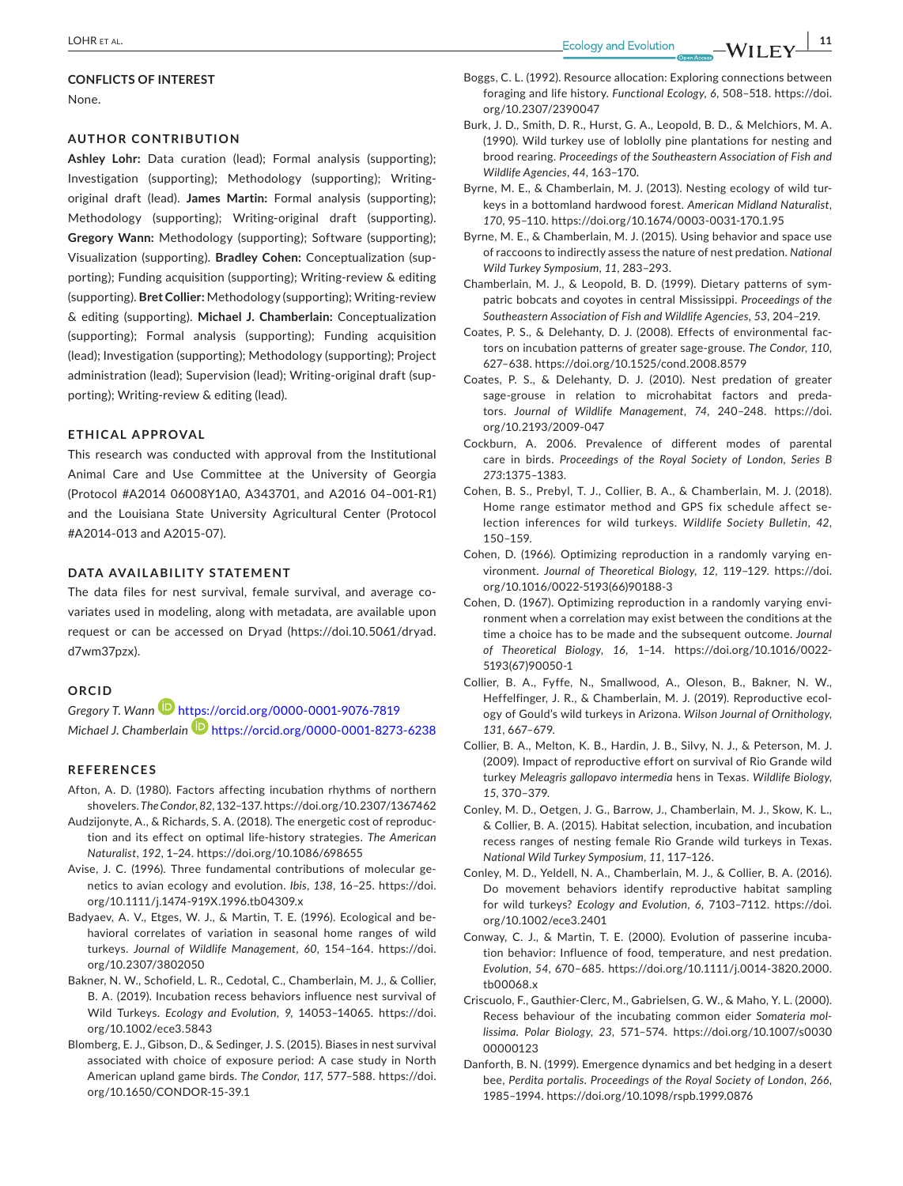## CONFLICTS OF INTEREST

None.

## AUTHOR CONTRIBUTION

**Ashley Lohr:** Data curation (lead); Formal analysis (supporting); Investigation (supporting); Methodology (supporting); Writing-original draft (lead). **James Martin:** Formal analysis (supporting); Methodology (supporting); Writing-original draft (supporting). **Gregory Wann:** Methodology (supporting); Software (supporting); Visualization (supporting). **Bradley Cohen:** Conceptualization (supporting); Funding acquisition (supporting); Writing-review & editing (supporting). **Bret Collier:** Methodology (supporting); Writing-review & editing (supporting). **Michael J. Chamberlain:** Conceptualization (supporting); Formal analysis (supporting); Funding acquisition (lead); Investigation (supporting); Methodology (supporting); Project administration (lead); Supervision (lead); Writing-original draft (supporting); Writing-review & editing (lead).

## ETHICAL APPROVAL

This research was conducted with approval from the Institutional Animal Care and Use Committee at the University of Georgia (Protocol #A2014 06008Y1A0, A343701, and A2016 04–001-R1) and the Louisiana State University Agricultural Center (Protocol #A2014-013 and A2015-07).

## DATA AVAILABILITY STATEMENT

The data files for nest survival, female survival, and average covariates used in modeling, along with metadata, are available upon request or can be accessed on Dryad (https://doi.10.5061/dryad.d7wm37pzx).

## ORCID

*Gregory T. Wann* https://orcid.org/0000-0001-9076-7819
*Michael J. Chamberlain* https://orcid.org/0000-0001-8273-6238

## REFERENCES

Afton, A. D. (1980). Factors affecting incubation rhythms of northern shovelers. *The Condor*, *82*, 132–137. https://doi.org/10.2307/1367462

Audzijonyte, A., & Richards, S. A. (2018). The energetic cost of reproduction and its effect on optimal life-history strategies. *The American Naturalist*, *192*, 1–24. https://doi.org/10.1086/698655

Avise, J. C. (1996). Three fundamental contributions of molecular genetics to avian ecology and evolution. *Ibis*, *138*, 16–25. https://doi.org/10.1111/j.1474-919X.1996.tb04309.x

Badyaev, A. V., Etges, W. J., & Martin, T. E. (1996). Ecological and behavioral correlates of variation in seasonal home ranges of wild turkeys. *Journal of Wildlife Management*, *60*, 154–164. https://doi.org/10.2307/3802050

Bakner, N. W., Schofield, L. R., Cedotal, C., Chamberlain, M. J., & Collier, B. A. (2019). Incubation recess behaviors influence nest survival of Wild Turkeys. *Ecology and Evolution*, *9*, 14053–14065. https://doi.org/10.1002/ece3.5843

Blomberg, E. J., Gibson, D., & Sedinger, J. S. (2015). Biases in nest survival associated with choice of exposure period: A case study in North American upland game birds. *The Condor*, *117*, 577–588. https://doi.org/10.1650/CONDOR-15-39.1

Boggs, C. L. (1992). Resource allocation: Exploring connections between foraging and life history. *Functional Ecology*, *6*, 508–518. https://doi.org/10.2307/2390047

Burk, J. D., Smith, D. R., Hurst, G. A., Leopold, B. D., & Melchiors, M. A. (1990). Wild turkey use of loblolly pine plantations for nesting and brood rearing. *Proceedings of the Southeastern Association of Fish and Wildlife Agencies*, *44*, 163–170.

Byrne, M. E., & Chamberlain, M. J. (2013). Nesting ecology of wild turkeys in a bottomland hardwood forest. *American Midland Naturalist*, *170*, 95–110. https://doi.org/10.1674/0003-0031-170.1.95

Byrne, M. E., & Chamberlain, M. J. (2015). Using behavior and space use of raccoons to indirectly assess the nature of nest predation. *National Wild Turkey Symposium*, *11*, 283–293.

Chamberlain, M. J., & Leopold, B. D. (1999). Dietary patterns of sympatric bobcats and coyotes in central Mississippi. *Proceedings of the Southeastern Association of Fish and Wildlife Agencies*, *53*, 204–219.

Coates, P. S., & Delehanty, D. J. (2008). Effects of environmental factors on incubation patterns of greater sage-grouse. *The Condor*, *110*, 627–638. https://doi.org/10.1525/cond.2008.8579

Coates, P. S., & Delehanty, D. J. (2010). Nest predation of greater sage-grouse in relation to microhabitat factors and predators. *Journal of Wildlife Management*, *74*, 240–248. https://doi.org/10.2193/2009-047

Cockburn, A. 2006. Prevalence of different modes of parental care in birds. *Proceedings of the Royal Society of London, Series B* *273*:1375–1383.

Cohen, B. S., Prebyl, T. J., Collier, B. A., & Chamberlain, M. J. (2018). Home range estimator method and GPS fix schedule affect selection inferences for wild turkeys. *Wildlife Society Bulletin*, *42*, 150–159.

Cohen, D. (1966). Optimizing reproduction in a randomly varying environment. *Journal of Theoretical Biology*, *12*, 119–129. https://doi.org/10.1016/0022-5193(66)90188-3

Cohen, D. (1967). Optimizing reproduction in a randomly varying environment when a correlation may exist between the conditions at the time a choice has to be made and the subsequent outcome. *Journal of Theoretical Biology*, *16*, 1–14. https://doi.org/10.1016/0022-5193(67)90050-1

Collier, B. A., Fyffe, N., Smallwood, A., Oleson, B., Bakner, N. W., Heffelfinger, J. R., & Chamberlain, M. J. (2019). Reproductive ecology of Gould's wild turkeys in Arizona. *Wilson Journal of Ornithology*, *131*, 667–679.

Collier, B. A., Melton, K. B., Hardin, J. B., Silvy, N. J., & Peterson, M. J. (2009). Impact of reproductive effort on survival of Rio Grande wild turkey *Meleagris gallopavo intermedia* hens in Texas. *Wildlife Biology*, *15*, 370–379.

Conley, M. D., Oetgen, J. G., Barrow, J., Chamberlain, M. J., Skow, K. L., & Collier, B. A. (2015). Habitat selection, incubation, and incubation recess ranges of nesting female Rio Grande wild turkeys in Texas. *National Wild Turkey Symposium*, *11*, 117–126.

Conley, M. D., Yeldell, N. A., Chamberlain, M. J., & Collier, B. A. (2016). Do movement behaviors identify reproductive habitat sampling for wild turkeys? *Ecology and Evolution*, *6*, 7103–7112. https://doi.org/10.1002/ece3.2401

Conway, C. J., & Martin, T. E. (2000). Evolution of passerine incubation behavior: Influence of food, temperature, and nest predation. *Evolution*, *54*, 670–685. https://doi.org/10.1111/j.0014-3820.2000.tb00068.x

Criscuolo, F., Gauthier-Clerc, M., Gabrielsen, G. W., & Maho, Y. L. (2000). Recess behaviour of the incubating common eider *Somateria mollissima*. *Polar Biology*, *23*, 571–574. https://doi.org/10.1007/s003000000123

Danforth, B. N. (1999). Emergence dynamics and bet hedging in a desert bee, *Perdita portalis*. *Proceedings of the Royal Society of London*, *266*, 1985–1994. https://doi.org/10.1098/rspb.1999.0876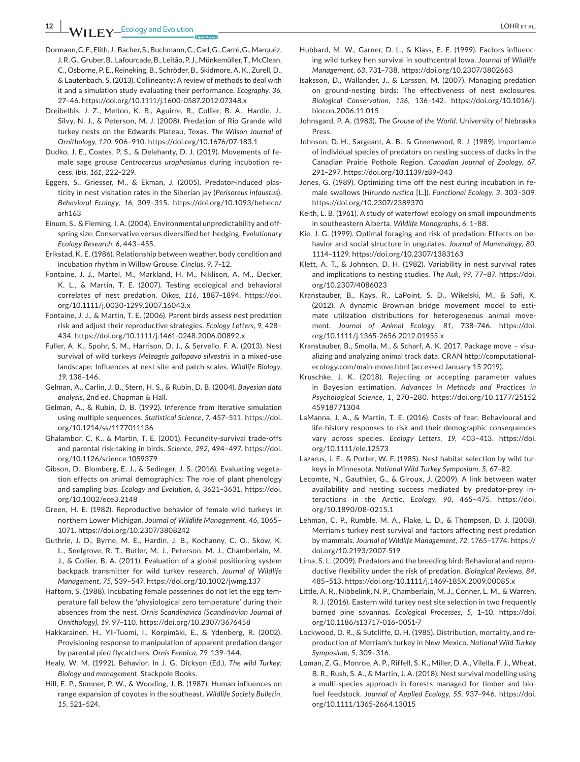Dormann, C. F., Elith, J., Bacher, S., Buchmann, C., Carl, G., Carré, G., Marquéz, J. R. G., Gruber, B., Lafourcade, B., Leitão, P. J., Münkemüller, T., McClean, C., Osborne, P. E., Reineking, B., Schröder, B., Skidmore, A. K., Zurell, D., & Lautenbach, S. (2013). Collinearity: A review of methods to deal with it and a simulation study evaluating their performance. *Ecography*, *36*, 27–46. https://doi.org/10.1111/j.1600-0587.2012.07348.x

Dreibelbis, J. Z., Melton, K. B., Aguirre, R., Collier, B. A., Hardin, J., Silvy, N. J., & Peterson, M. J. (2008). Predation of Rio Grande wild turkey nests on the Edwards Plateau, Texas. *The Wilson Journal of Ornithology*, *120*, 906–910. https://doi.org/10.1676/07-183.1

Dudko, J. E., Coates, P. S., & Delehanty, D. J. (2019). Movements of female sage grouse *Centrocercus urophasianus* during incubation recess. *Ibis*, *161*, 222–229.

Eggers, S., Griesser, M., & Ekman, J. (2005). Predator-induced plasticity in nest visitation rates in the Siberian jay (*Perisoreus infaustus*). *Behavioral Ecology*, *16*, 309–315. https://doi.org/10.1093/beheco/arh163

Einum, S., & Fleming, I. A. (2004). Environmental unpredictability and offspring size: Conservative versus diversified bet-hedging. *Evolutionary Ecology Research*, *6*, 443–455.

Erikstad, K. E. (1986). Relationship between weather, body condition and incubation rhythm in Willow Grouse. *Cinclus*, *9*, 7–12.

Fontaine, J. J., Martel, M., Markland, H. M., Niklison, A. M., Decker, K. L., & Martin, T. E. (2007). Testing ecological and behavioral correlates of nest predation. *Oikos*, *116*, 1887–1894. https://doi.org/10.1111/j.0030-1299.2007.16043.x

Fontaine, J. J., & Martin, T. E. (2006). Parent birds assess nest predation risk and adjust their reproductive strategies. *Ecology Letters*, *9*, 428–434. https://doi.org/10.1111/j.1461-0248.2006.00892.x

Fuller, A. K., Spohr, S. M., Harrison, D. J., & Servello, F. A. (2013). Nest survival of wild turkeys *Meleagris gallopavo silvestris* in a mixed-use landscape: Influences at nest site and patch scales. *Wildlife Biology*, *19*, 138–146.

Gelman, A., Carlin, J. B., Stern, H. S., & Rubin, D. B. (2004). *Bayesian data analysis*, 2nd ed. Chapman & Hall.

Gelman, A., & Rubin, D. B. (1992). Inference from iterative simulation using multiple sequences. *Statistical Science*, *7*, 457–511. https://doi.org/10.1214/ss/1177011136

Ghalambor, C. K., & Martin, T. E. (2001). Fecundity-survival trade-offs and parental risk-taking in birds. *Science*, *292*, 494–497. https://doi.org/10.1126/science.1059379

Gibson, D., Blomberg, E. J., & Sedinger, J. S. (2016). Evaluating vegetation effects on animal demographics: The role of plant phenology and sampling bias. *Ecology and Evolution*, *6*, 3621–3631. https://doi.org/10.1002/ece3.2148

Green, H. E. (1982). Reproductive behavior of female wild turkeys in northern Lower Michigan. *Journal of Wildlife Management*, *46*, 1065–1071. https://doi.org/10.2307/3808242

Guthrie, J. D., Byrne, M. E., Hardin, J. B., Kochanny, C. O., Skow, K. L., Snelgrove, R. T., Butler, M. J., Peterson, M. J., Chamberlain, M. J., & Collier, B. A. (2011). Evaluation of a global positioning system backpack transmitter for wild turkey research. *Journal of Wildlife Management*, *75*, 539–547. https://doi.org/10.1002/jwmg.137

Haftorn, S. (1988). Incubating female passerines do not let the egg temperature fall below the 'physiological zero temperature' during their absences from the nest. *Ornis Scandinavica (Scandinavian Journal of Ornithology)*, *19*, 97–110. https://doi.org/10.2307/3676458

Hakkarainen, H., Yli-Tuomi, I., Korpimäki, E., & Ydenberg, R. (2002). Provisioning response to manipulation of apparent predation danger by parental pied flycatchers. *Ornis Fennica*, *79*, 139–144.

Healy, W. M. (1992). Behavior. In J. G. Dickson (Ed.), *The wild Turkey: Biology and management*. Stackpole Books.

Hill, E. P., Sumner, P. W., & Wooding, J. B. (1987). Human influences on range expansion of coyotes in the southeast. *Wildlife Society Bulletin*, *15*, 521–524.

Hubbard, M. W., Garner, D. L., & Klass, E. E. (1999). Factors influencing wild turkey hen survival in southcentral Iowa. *Journal of Wildlife Management*, *63*, 731–738. https://doi.org/10.2307/3802663

Isaksson, D., Wallander, J., & Larsson, M. (2007). Managing predation on ground-nesting birds: The effectiveness of nest exclosures. *Biological Conservation*, *136*, 136–142. https://doi.org/10.1016/j.biocon.2006.11.015

Johnsgard, P. A. (1983). *The Grouse of the World*. University of Nebraska Press.

Johnson, D. H., Sargeant, A. B., & Greenwood, R. J. (1989). Importance of individual species of predators on nesting success of ducks in the Canadian Prairie Pothole Region. *Canadian Journal of Zoology*, *67*, 291–297. https://doi.org/10.1139/z89-043

Jones, G. (1989). Optimizing time off the nest during incubation in female swallows (*Hirundo rustica* [L.]). *Functional Ecology*, *3*, 303–309. https://doi.org/10.2307/2389370

Keith, L. B. (1961). A study of waterfowl ecology on small impoundments in southeastern Alberta. *Wildlife Monographs*, *6*, 1–88.

Kie, J. G. (1999). Optimal foraging and risk of predation: Effects on behavior and social structure in ungulates. *Journal of Mammalogy*, *80*, 1114–1129. https://doi.org/10.2307/1383163

Klett, A. T., & Johnson, D. H. (1982). Variability in nest survival rates and implications to nesting studies. *The Auk*, *99*, 77–87. https://doi.org/10.2307/4086023

Kranstauber, B., Kays, R., LaPoint, S. D., Wikelski, M., & Safi, K. (2012). A dynamic Brownian bridge movement model to estimate utilization distributions for heterogeneous animal movement. *Journal of Animal Ecology*, *81*, 738–746. https://doi.org/10.1111/j.1365-2656.2012.01955.x

Kranstauber, B., Smolla, M., & Scharf, A. K. 2017. Package move – visualizing and analyzing animal track data. CRAN http://computationalecology.com/main-move.html (accessed January 15 2019).

Kruschke, J. K. (2018). Rejecting or accepting parameter values in Bayesian estimation. *Advances in Methods and Practices in Psychological Science*, *1*, 270–280. https://doi.org/10.1177/2515245918771304

LaManna, J. A., & Martin, T. E. (2016). Costs of fear: Behavioural and life-history responses to risk and their demographic consequences vary across species. *Ecology Letters*, *19*, 403–413. https://doi.org/10.1111/ele.12573

Lazarus, J. E., & Porter, W. F. (1985). Nest habitat selection by wild turkeys in Minnesota. *National Wild Turkey Symposium*, *5*, 67–82.

Lecomte, N., Gauthier, G., & Giroux, J. (2009). A link between water availability and nesting success mediated by predator-prey interactions in the Arctic. *Ecology*, *90*, 465–475. https://doi.org/10.1890/08-0215.1

Lehman, C. P., Rumble, M. A., Flake, L. D., & Thompson, D. J. (2008). Merriam's turkey nest survival and factors affecting nest predation by mammals. *Journal of Wildlife Management*, *72*, 1765–1774. https://doi.org/10.2193/2007-519

Lima, S. L. (2009). Predators and the breeding bird: Behavioral and reproductive flexibility under the risk of predation. *Biological Reviews*, *84*, 485–513. https://doi.org/10.1111/j.1469-185X.2009.00085.x

Little, A. R., Nibbelink, N. P., Chamberlain, M. J., Conner, L. M., & Warren, R. J. (2016). Eastern wild turkey nest site selection in two frequently burned pine savannas. *Ecological Processes*, *5*, 1–10. https://doi.org/10.1186/s13717-016-0051-7

Lockwood, D. R., & Sutcliffe, D. H. (1985). Distribution, mortality, and reproduction of Merriam's turkey in New Mexico. *National Wild Turkey Symposium*, *5*, 309–316.

Loman, Z. G., Monroe, A. P., Riffell, S. K., Miller, D. A., Vilella, F. J., Wheat, B. R., Rush, S. A., & Martin, J. A. (2018). Nest survival modelling using a multi-species approach in forests managed for timber and biofuel feedstock. *Journal of Applied Ecology*, *55*, 937–946. https://doi.org/10.1111/1365-2664.13015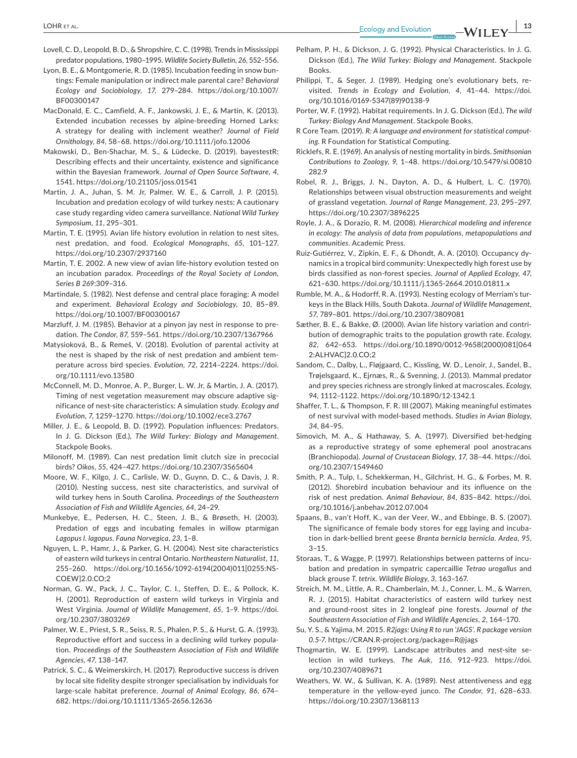Lovell, C. D., Leopold, B. D., & Shropshire, C. C. (1998). Trends in Mississippi predator populations, 1980–1995. *Wildlife Society Bulletin*, *26*, 552–556.

Lyon, B. E., & Montgomerie, R. D. (1985). Incubation feeding in snow buntings: Female manipulation or indirect male parental care? *Behavioral Ecology and Sociobiology*, *17*, 279–284. https://doi.org/10.1007/BF00300147

MacDonald, E. C., Camfield, A. F., Jankowski, J. E., & Martin, K. (2013). Extended incubation recesses by alpine-breeding Horned Larks: A strategy for dealing with inclement weather? *Journal of Field Ornithology*, *84*, 58–68. https://doi.org/10.1111/jofo.12006

Makowski, D., Ben-Shachar, M. S., & Lüdecke, D. (2019). bayestestR: Describing effects and their uncertainty, existence and significance within the Bayesian framework. *Journal of Open Source Software*, *4*, 1541. https://doi.org/10.21105/joss.01541

Martin, J. A., Juhan, S. M. Jr, Palmer, W. E., & Carroll, J. P. (2015). Incubation and predation ecology of wild turkey nests: A cautionary case study regarding video camera surveillance. *National Wild Turkey Symposium*, *11*, 295–301.

Martin, T. E. (1995). Avian life history evolution in relation to nest sites, nest predation, and food. *Ecological Monographs*, *65*, 101–127. https://doi.org/10.2307/2937160

Martin, T. E. 2002. A new view of avian life-history evolution tested on an incubation paradox. *Proceedings of the Royal Society of London, Series B 269*:309–316.

Martindale, S. (1982). Nest defense and central place foraging: A model and experiment. *Behavioral Ecology and Sociobiology*, *10*, 85–89. https://doi.org/10.1007/BF00300167

Marzluff, J. M. (1985). Behavior at a pinyon jay nest in response to predation. *The Condor*, *87*, 559–561. https://doi.org/10.2307/1367966

Matysioková, B., & Remeš, V. (2018). Evolution of parental activity at the nest is shaped by the risk of nest predation and ambient temperature across bird species. *Evolution*, *72*, 2214–2224. https://doi.org/10.1111/evo.13580

McConnell, M. D., Monroe, A. P., Burger, L. W. Jr, & Martin, J. A. (2017). Timing of nest vegetation measurement may obscure adaptive significance of nest-site characteristics: A simulation study. *Ecology and Evolution*, *7*, 1259–1270. https://doi.org/10.1002/ece3.2767

Miller, J. E., & Leopold, B. D. (1992). Population influences: Predators. In J. G. Dickson (Ed.), *The Wild Turkey: Biology and Management*. Stackpole Books.

Milonoff, M. (1989). Can nest predation limit clutch size in precocial birds? *Oikos*, *55*, 424–427. https://doi.org/10.2307/3565604

Moore, W. F., Kilgo, J. C., Carlisle, W. D., Guynn, D. C., & Davis, J. R. (2010). Nesting success, nest site characteristics, and survival of wild turkey hens in South Carolina. *Proceedings of the Southeastern Association of Fish and Wildlife Agencies*, *64*, 24–29.

Munkebye, E., Pedersen, H. C., Steen, J. B., & Brøseth, H. (2003). Predation of eggs and incubating females in willow ptarmigan *Lagopus l. lagopus*. *Fauna Norvegica*, *23*, 1–8.

Nguyen, L. P., Hamr, J., & Parker, G. H. (2004). Nest site characteristics of eastern wild turkeys in central Ontario. *Northeastern Naturalist*, *11*, 255–260. https://doi.org/10.1656/1092-6194(2004)011[0255:NSCOEW]2.0.CO;2

Norman, G. W., Pack, J. C., Taylor, C. I., Steffen, D. E., & Pollock, K. H. (2001). Reproduction of eastern wild turkeys in Virginia and West Virginia. *Journal of Wildlife Management*, *65*, 1–9. https://doi.org/10.2307/3803269

Palmer, W. E., Priest, S. R., Seiss, R. S., Phalen, P. S., & Hurst, G. A. (1993). Reproductive effort and success in a declining wild turkey population. *Proceedings of the Southeastern Association of Fish and Wildlife Agencies*, *47*, 138–147.

Patrick, S. C., & Weimerskirch, H. (2017). Reproductive success is driven by local site fidelity despite stronger specialisation by individuals for large-scale habitat preference. *Journal of Animal Ecology*, *86*, 674–682. https://doi.org/10.1111/1365-2656.12636

Pelham, P. H., & Dickson, J. G. (1992). Physical Characteristics. In J. G. Dickson (Ed.), *The Wild Turkey: Biology and Management*. Stackpole Books.

Philippi, T., & Seger, J. (1989). Hedging one's evolutionary bets, revisited. *Trends in Ecology and Evolution*, *4*, 41–44. https://doi.org/10.1016/0169-5347(89)90138-9

Porter, W. F. (1992). Habitat requirements. In J. G. Dickson (Ed.), *The wild Turkey: Biology And Management*. Stackpole Books.

R Core Team. (2019). *R: A language and environment for statistical computing*. R Foundation for Statistical Computing.

Ricklefs, R. E. (1969). An analysis of nesting mortality in birds. *Smithsonian Contributions to Zoology*, *9*, 1–48. https://doi.org/10.5479/si.00810282.9

Robel, R. J., Briggs, J. N., Dayton, A. D., & Hulbert, L. C. (1970). Relationships between visual obstruction measurements and weight of grassland vegetation. *Journal of Range Management*, *23*, 295–297. https://doi.org/10.2307/3896225

Royle, J. A., & Dorazio, R. M. (2008). *Hierarchical modeling and inference in ecology: The analysis of data from populations, metapopulations and communities*. Academic Press.

Ruiz-Gutiérrez, V., Zipkin, E. F., & Dhondt, A. A. (2010). Occupancy dynamics in a tropical bird community: Unexpectedly high forest use by birds classified as non-forest species. *Journal of Applied Ecology*, *47*, 621–630. https://doi.org/10.1111/j.1365-2664.2010.01811.x

Rumble, M. A., & Hodorff, R. A. (1993). Nesting ecology of Merriam's turkeys in the Black Hills, South Dakota. *Journal of Wildlife Management*, *57*, 789–801. https://doi.org/10.2307/3809081

Sæther, B. E., & Bakke, Ø. (2000). Avian life history variation and contribution of demographic traits to the population growth rate. *Ecology*, *82*, 642–653. https://doi.org/10.1890/0012-9658(2000)081[0642:ALHVAC]2.0.CO;2

Sandom, C., Dalby, L., Fløjgaard, C., Kissling, W. D., Lenoir, J., Sandel, B., Trøjelsgaard, K., Ejrnæs, R., & Svenning, J. (2013). Mammal predator and prey species richness are strongly linked at macroscales. *Ecology*, *94*, 1112–1122. https://doi.org/10.1890/12-1342.1

Shaffer, T. L., & Thompson, F. R. III (2007). Making meaningful estimates of nest survival with model-based methods. *Studies in Avian Biology*, *34*, 84–95.

Simovich, M. A., & Hathaway, S. A. (1997). Diversified bet-hedging as a reproductive strategy of some ephemeral pool anostracans (Branchiopoda). *Journal of Crustacean Biology*, *17*, 38–44. https://doi.org/10.2307/1549460

Smith, P. A., Tulp, I., Schekkerman, H., Gilchrist, H. G., & Forbes, M. R. (2012). Shorebird incubation behaviour and its influence on the risk of nest predation. *Animal Behaviour*, *84*, 835–842. https://doi.org/10.1016/j.anbehav.2012.07.004

Spaans, B., van't Hoff, K., van der Veer, W., and Ebbinge, B. S. (2007). The significance of female body stores for egg laying and incubation in dark-bellied brent geese *Branta bernicla bernicla*. *Ardea*, *95*, 3–15.

Storaas, T., & Wagge, P. (1997). Relationships between patterns of incubation and predation in sympatric capercaillie *Tetrao urogallus* and black grouse *T. tetrix*. *Wildlife Biology*, *3*, 163–167.

Streich, M. M., Little, A. R., Chamberlain, M. J., Conner, L. M., & Warren, R. J. (2015). Habitat characteristics of eastern wild turkey nest and ground-roost sites in 2 longleaf pine forests. *Journal of the Southeastern Association of Fish and Wildlife Agencies*, *2*, 164–170.

Su, Y. S., & Yajima, M. 2015. *R2jags: Using R to run 'JAGS'. R package version 0.5-7.* https://CRAN.R-project.org/package=R@jags

Thogmartin, W. E. (1999). Landscape attributes and nest-site selection in wild turkeys. *The Auk*, *116*, 912–923. https://doi.org/10.2307/4089671

Weathers, W. W., & Sullivan, K. A. (1989). Nest attentiveness and egg temperature in the yellow-eyed junco. *The Condor*, *91*, 628–633. https://doi.org/10.2307/1368113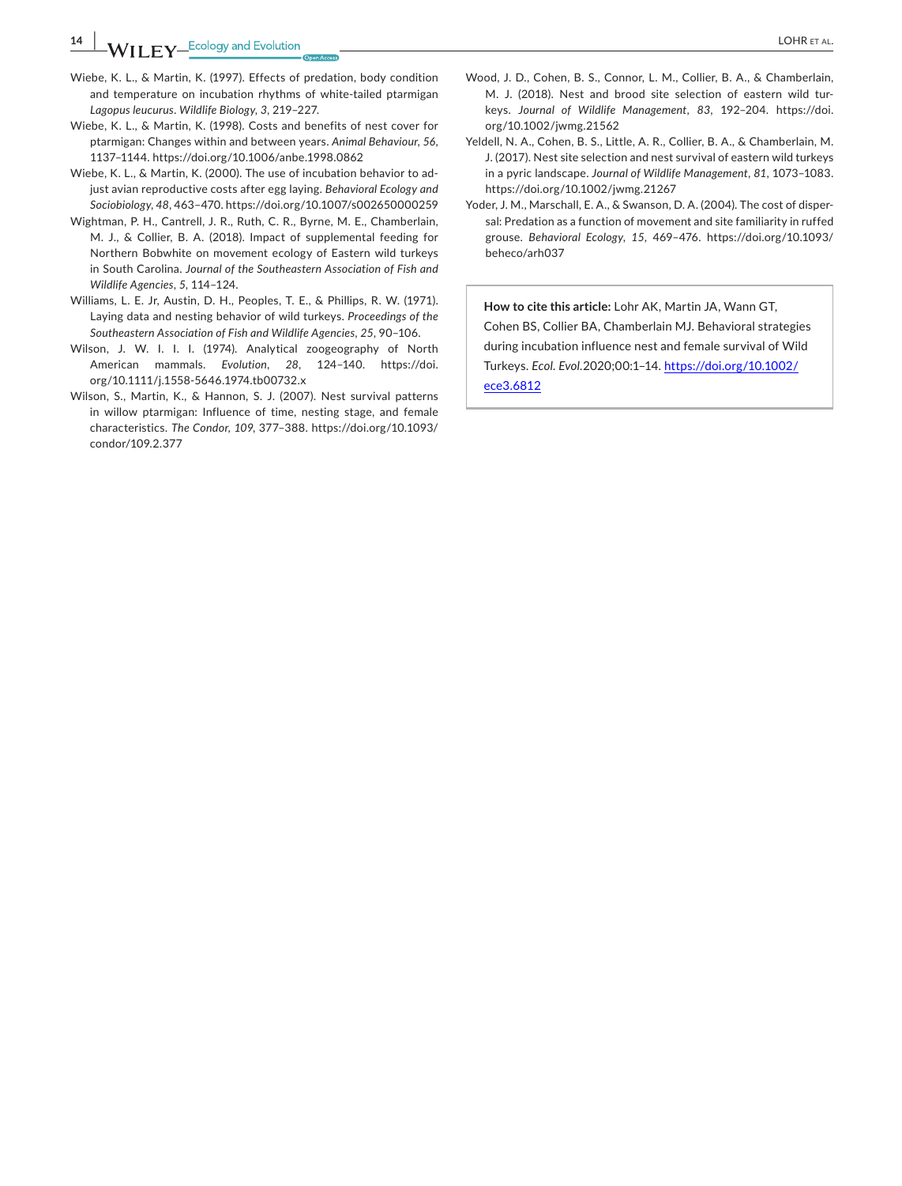Wiebe, K. L., & Martin, K. (1997). Effects of predation, body condition and temperature on incubation rhythms of white-tailed ptarmigan *Lagopus leucurus*. *Wildlife Biology*, *3*, 219–227.

Wiebe, K. L., & Martin, K. (1998). Costs and benefits of nest cover for ptarmigan: Changes within and between years. *Animal Behaviour*, *56*, 1137–1144. https://doi.org/10.1006/anbe.1998.0862

Wiebe, K. L., & Martin, K. (2000). The use of incubation behavior to adjust avian reproductive costs after egg laying. *Behavioral Ecology and Sociobiology*, *48*, 463–470. https://doi.org/10.1007/s002650000259

Wightman, P. H., Cantrell, J. R., Ruth, C. R., Byrne, M. E., Chamberlain, M. J., & Collier, B. A. (2018). Impact of supplemental feeding for Northern Bobwhite on movement ecology of Eastern wild turkeys in South Carolina. *Journal of the Southeastern Association of Fish and Wildlife Agencies*, *5*, 114–124.

Williams, L. E. Jr, Austin, D. H., Peoples, T. E., & Phillips, R. W. (1971). Laying data and nesting behavior of wild turkeys. *Proceedings of the Southeastern Association of Fish and Wildlife Agencies*, *25*, 90–106.

Wilson, J. W. I. I. I. (1974). Analytical zoogeography of North American mammals. *Evolution*, *28*, 124–140. https://doi.org/10.1111/j.1558-5646.1974.tb00732.x

Wilson, S., Martin, K., & Hannon, S. J. (2007). Nest survival patterns in willow ptarmigan: Influence of time, nesting stage, and female characteristics. *The Condor*, *109*, 377–388. https://doi.org/10.1093/condor/109.2.377

Wood, J. D., Cohen, B. S., Connor, L. M., Collier, B. A., & Chamberlain, M. J. (2018). Nest and brood site selection of eastern wild turkeys. *Journal of Wildlife Management*, *83*, 192–204. https://doi.org/10.1002/jwmg.21562

Yeldell, N. A., Cohen, B. S., Little, A. R., Collier, B. A., & Chamberlain, M. J. (2017). Nest site selection and nest survival of eastern wild turkeys in a pyric landscape. *Journal of Wildlife Management*, *81*, 1073–1083. https://doi.org/10.1002/jwmg.21267

Yoder, J. M., Marschall, E. A., & Swanson, D. A. (2004). The cost of dispersal: Predation as a function of movement and site familiarity in ruffed grouse. *Behavioral Ecology*, *15*, 469–476. https://doi.org/10.1093/beheco/arh037

**How to cite this article:** Lohr AK, Martin JA, Wann GT, Cohen BS, Collier BA, Chamberlain MJ. Behavioral strategies during incubation influence nest and female survival of Wild Turkeys. *Ecol. Evol.*2020;00:1–14. https://doi.org/10.1002/ece3.6812